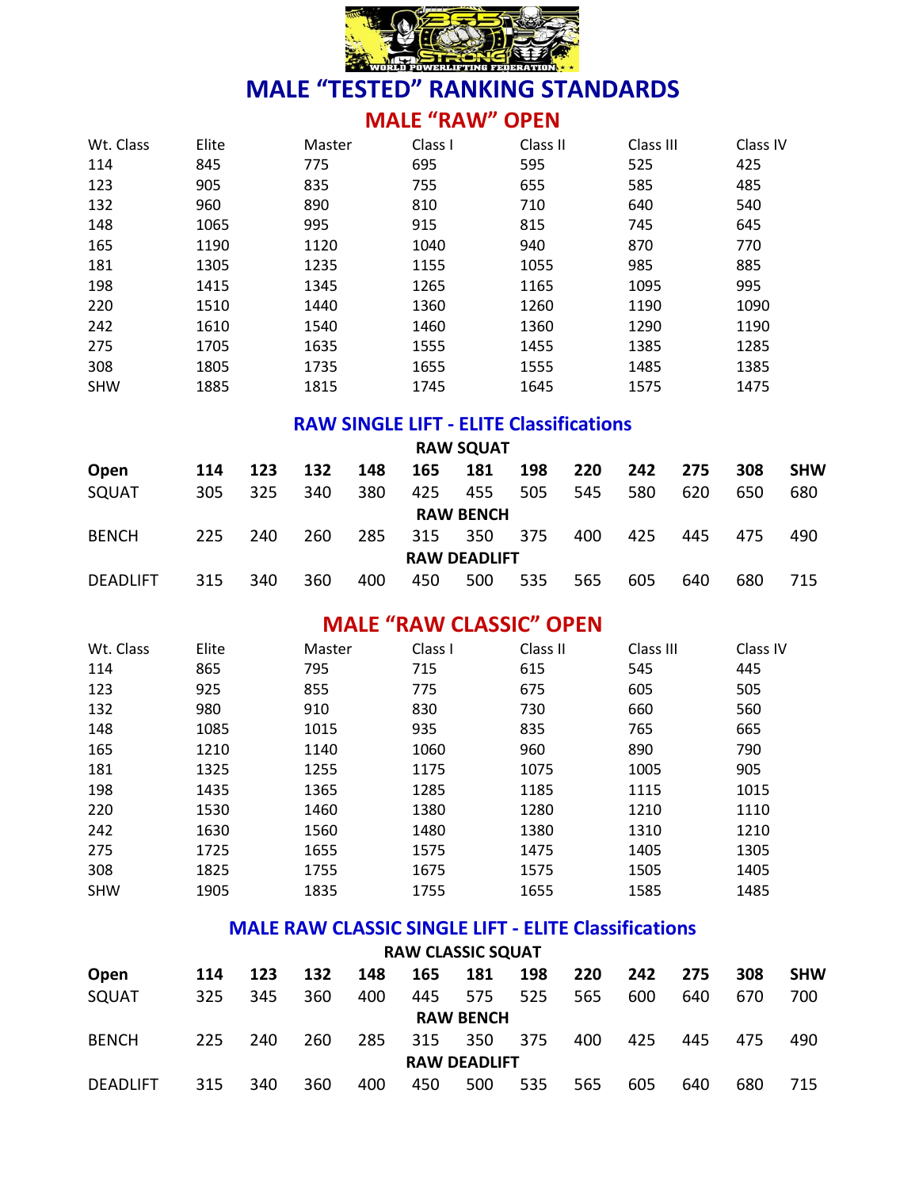# MALE "TESTED" RANKING STANDARDS

## MALE "RAW" OPEN

| Wt. Class | Elite | Master | Class I | Class II | Class III | Class IV |
|---|---|---|---|---|---|---|
| 114 | 845 | 775 | 695 | 595 | 525 | 425 |
| 123 | 905 | 835 | 755 | 655 | 585 | 485 |
| 132 | 960 | 890 | 810 | 710 | 640 | 540 |
| 148 | 1065 | 995 | 915 | 815 | 745 | 645 |
| 165 | 1190 | 1120 | 1040 | 940 | 870 | 770 |
| 181 | 1305 | 1235 | 1155 | 1055 | 985 | 885 |
| 198 | 1415 | 1345 | 1265 | 1165 | 1095 | 995 |
| 220 | 1510 | 1440 | 1360 | 1260 | 1190 | 1090 |
| 242 | 1610 | 1540 | 1460 | 1360 | 1290 | 1190 |
| 275 | 1705 | 1635 | 1555 | 1455 | 1385 | 1285 |
| 308 | 1805 | 1735 | 1655 | 1555 | 1485 | 1385 |
| SHW | 1885 | 1815 | 1745 | 1645 | 1575 | 1475 |

### RAW SINGLE LIFT - ELITE Classifications

| Open | 114 | 123 | 132 | 148 | 165 | 181 | 198 | 220 | 242 | 275 | 308 | SHW |
|---|---|---|---|---|---|---|---|---|---|---|---|---|
| **RAW SQUAT** | | | | | | | | | | | | |
| SQUAT | 305 | 325 | 340 | 380 | 425 | 455 | 505 | 545 | 580 | 620 | 650 | 680 |
| **RAW BENCH** | | | | | | | | | | | | |
| BENCH | 225 | 240 | 260 | 285 | 315 | 350 | 375 | 400 | 425 | 445 | 475 | 490 |
| **RAW DEADLIFT** | | | | | | | | | | | | |
| DEADLIFT | 315 | 340 | 360 | 400 | 450 | 500 | 535 | 565 | 605 | 640 | 680 | 715 |

## MALE "RAW CLASSIC" OPEN

| Wt. Class | Elite | Master | Class I | Class II | Class III | Class IV |
|---|---|---|---|---|---|---|
| 114 | 865 | 795 | 715 | 615 | 545 | 445 |
| 123 | 925 | 855 | 775 | 675 | 605 | 505 |
| 132 | 980 | 910 | 830 | 730 | 660 | 560 |
| 148 | 1085 | 1015 | 935 | 835 | 765 | 665 |
| 165 | 1210 | 1140 | 1060 | 960 | 890 | 790 |
| 181 | 1325 | 1255 | 1175 | 1075 | 1005 | 905 |
| 198 | 1435 | 1365 | 1285 | 1185 | 1115 | 1015 |
| 220 | 1530 | 1460 | 1380 | 1280 | 1210 | 1110 |
| 242 | 1630 | 1560 | 1480 | 1380 | 1310 | 1210 |
| 275 | 1725 | 1655 | 1575 | 1475 | 1405 | 1305 |
| 308 | 1825 | 1755 | 1675 | 1575 | 1505 | 1405 |
| SHW | 1905 | 1835 | 1755 | 1655 | 1585 | 1485 |

### MALE RAW CLASSIC SINGLE LIFT - ELITE Classifications

| Open | 114 | 123 | 132 | 148 | 165 | 181 | 198 | 220 | 242 | 275 | 308 | SHW |
|---|---|---|---|---|---|---|---|---|---|---|---|---|
| **RAW CLASSIC SQUAT** | | | | | | | | | | | | |
| SQUAT | 325 | 345 | 360 | 400 | 445 | 575 | 525 | 565 | 600 | 640 | 670 | 700 |
| **RAW BENCH** | | | | | | | | | | | | |
| BENCH | 225 | 240 | 260 | 285 | 315 | 350 | 375 | 400 | 425 | 445 | 475 | 490 |
| **RAW DEADLIFT** | | | | | | | | | | | | |
| DEADLIFT | 315 | 340 | 360 | 400 | 450 | 500 | 535 | 565 | 605 | 640 | 680 | 715 |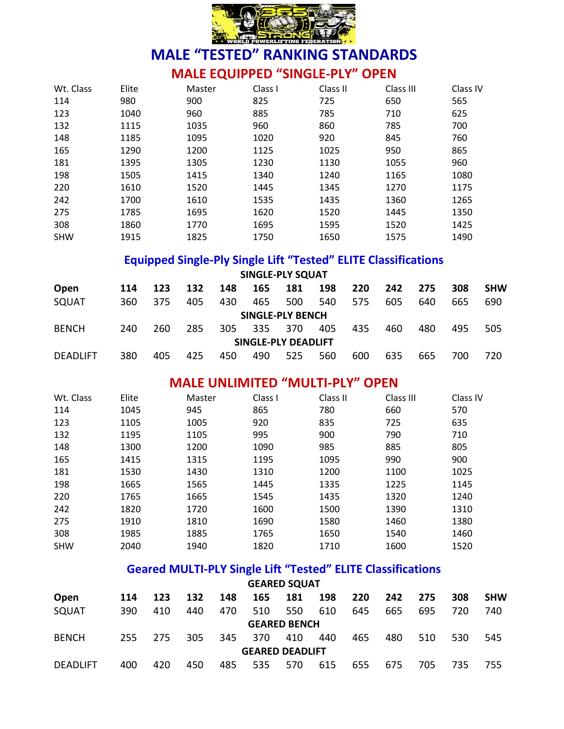# MALE "TESTED" RANKING STANDARDS

## MALE EQUIPPED "SINGLE-PLY" OPEN

| Wt. Class | Elite | Master | Class I | Class II | Class III | Class IV |
|---|---|---|---|---|---|---|
| 114 | 980 | 900 | 825 | 725 | 650 | 565 |
| 123 | 1040 | 960 | 885 | 785 | 710 | 625 |
| 132 | 1115 | 1035 | 960 | 860 | 785 | 700 |
| 148 | 1185 | 1095 | 1020 | 920 | 845 | 760 |
| 165 | 1290 | 1200 | 1125 | 1025 | 950 | 865 |
| 181 | 1395 | 1305 | 1230 | 1130 | 1055 | 960 |
| 198 | 1505 | 1415 | 1340 | 1240 | 1165 | 1080 |
| 220 | 1610 | 1520 | 1445 | 1345 | 1270 | 1175 |
| 242 | 1700 | 1610 | 1535 | 1435 | 1360 | 1265 |
| 275 | 1785 | 1695 | 1620 | 1520 | 1445 | 1350 |
| 308 | 1860 | 1770 | 1695 | 1595 | 1520 | 1425 |
| SHW | 1915 | 1825 | 1750 | 1650 | 1575 | 1490 |

## Equipped Single-Ply Single Lift "Tested" ELITE Classifications

| Open | 114 | 123 | 132 | 148 | 165 | 181 | 198 | 220 | 242 | 275 | 308 | SHW |
|---|---|---|---|---|---|---|---|---|---|---|---|---|
| **SINGLE-PLY SQUAT** | | | | | | | | | | | | |
| SQUAT | 360 | 375 | 405 | 430 | 465 | 500 | 540 | 575 | 605 | 640 | 665 | 690 |
| **SINGLE-PLY BENCH** | | | | | | | | | | | | |
| BENCH | 240 | 260 | 285 | 305 | 335 | 370 | 405 | 435 | 460 | 480 | 495 | 505 |
| **SINGLE-PLY DEADLIFT** | | | | | | | | | | | | |
| DEADLIFT | 380 | 405 | 425 | 450 | 490 | 525 | 560 | 600 | 635 | 665 | 700 | 720 |

## MALE UNLIMITED "MULTI-PLY" OPEN

| Wt. Class | Elite | Master | Class I | Class II | Class III | Class IV |
|---|---|---|---|---|---|---|
| 114 | 1045 | 945 | 865 | 780 | 660 | 570 |
| 123 | 1105 | 1005 | 920 | 835 | 725 | 635 |
| 132 | 1195 | 1105 | 995 | 900 | 790 | 710 |
| 148 | 1300 | 1200 | 1090 | 985 | 885 | 805 |
| 165 | 1415 | 1315 | 1195 | 1095 | 990 | 900 |
| 181 | 1530 | 1430 | 1310 | 1200 | 1100 | 1025 |
| 198 | 1665 | 1565 | 1445 | 1335 | 1225 | 1145 |
| 220 | 1765 | 1665 | 1545 | 1435 | 1320 | 1240 |
| 242 | 1820 | 1720 | 1600 | 1500 | 1390 | 1310 |
| 275 | 1910 | 1810 | 1690 | 1580 | 1460 | 1380 |
| 308 | 1985 | 1885 | 1765 | 1650 | 1540 | 1460 |
| SHW | 2040 | 1940 | 1820 | 1710 | 1600 | 1520 |

## Geared MULTI-PLY Single Lift "Tested" ELITE Classifications

| Open | 114 | 123 | 132 | 148 | 165 | 181 | 198 | 220 | 242 | 275 | 308 | SHW |
|---|---|---|---|---|---|---|---|---|---|---|---|---|
| **GEARED SQUAT** | | | | | | | | | | | | |
| SQUAT | 390 | 410 | 440 | 470 | 510 | 550 | 610 | 645 | 665 | 695 | 720 | 740 |
| **GEARED BENCH** | | | | | | | | | | | | |
| BENCH | 255 | 275 | 305 | 345 | 370 | 410 | 440 | 465 | 480 | 510 | 530 | 545 |
| **GEARED DEADLIFT** | | | | | | | | | | | | |
| DEADLIFT | 400 | 420 | 450 | 485 | 535 | 570 | 615 | 655 | 675 | 705 | 735 | 755 |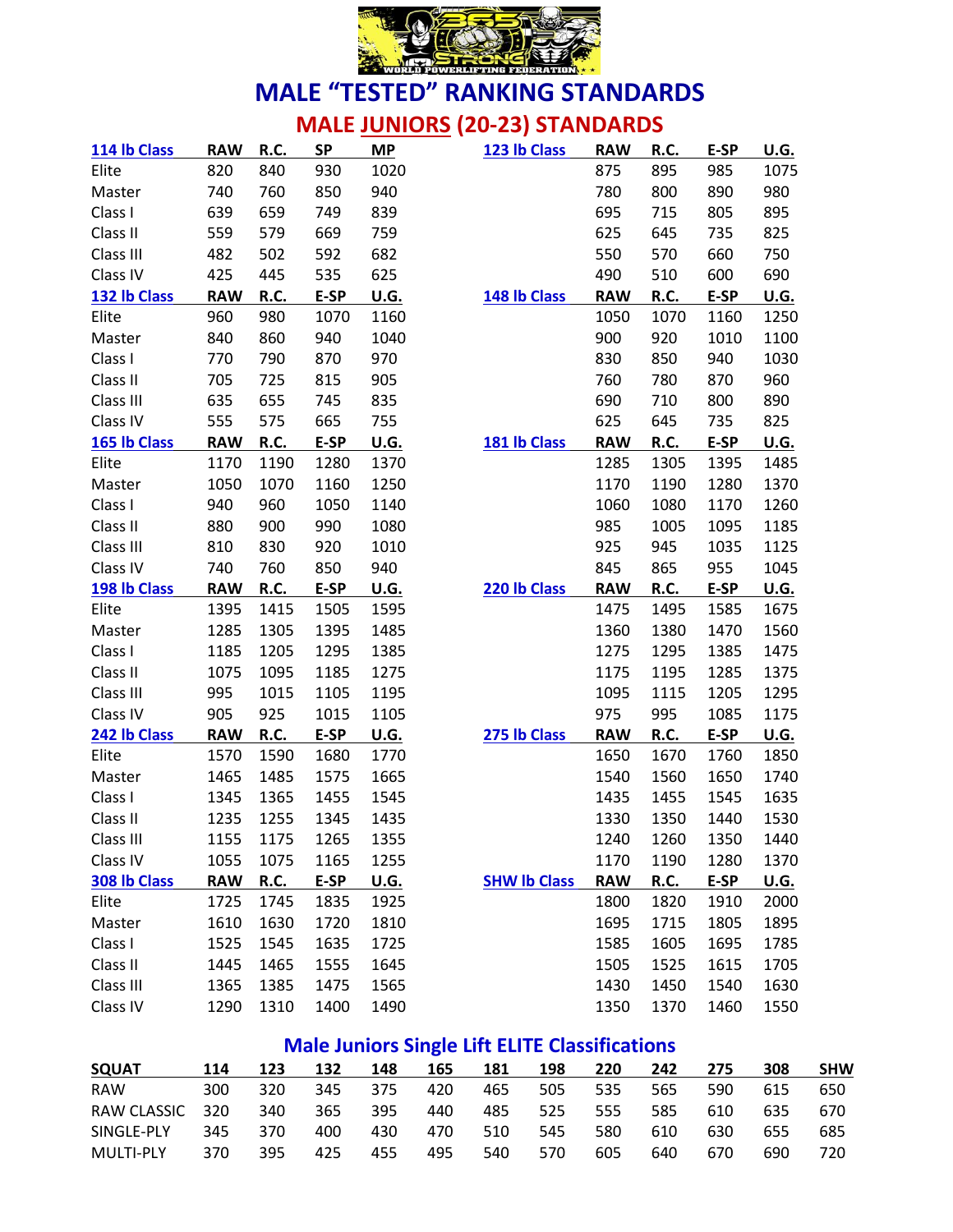# MALE "TESTED" RANKING STANDARDS

## MALE JUNIORS (20-23) STANDARDS

| 114 lb Class | RAW | R.C. | SP | MP | 123 lb Class | RAW | R.C. | E-SP | U.G. |
|---|---|---|---|---|---|---|---|---|---|
| Elite | 820 | 840 | 930 | 1020 | | 875 | 895 | 985 | 1075 |
| Master | 740 | 760 | 850 | 940 | | 780 | 800 | 890 | 980 |
| Class I | 639 | 659 | 749 | 839 | | 695 | 715 | 805 | 895 |
| Class II | 559 | 579 | 669 | 759 | | 625 | 645 | 735 | 825 |
| Class III | 482 | 502 | 592 | 682 | | 550 | 570 | 660 | 750 |
| Class IV | 425 | 445 | 535 | 625 | | 490 | 510 | 600 | 690 |
| **132 lb Class** | **RAW** | **R.C.** | **E-SP** | **U.G.** | **148 lb Class** | **RAW** | **R.C.** | **E-SP** | **U.G.** |
| Elite | 960 | 980 | 1070 | 1160 | | 1050 | 1070 | 1160 | 1250 |
| Master | 840 | 860 | 940 | 1040 | | 900 | 920 | 1010 | 1100 |
| Class I | 770 | 790 | 870 | 970 | | 830 | 850 | 940 | 1030 |
| Class II | 705 | 725 | 815 | 905 | | 760 | 780 | 870 | 960 |
| Class III | 635 | 655 | 745 | 835 | | 690 | 710 | 800 | 890 |
| Class IV | 555 | 575 | 665 | 755 | | 625 | 645 | 735 | 825 |
| **165 lb Class** | **RAW** | **R.C.** | **E-SP** | **U.G.** | **181 lb Class** | **RAW** | **R.C.** | **E-SP** | **U.G.** |
| Elite | 1170 | 1190 | 1280 | 1370 | | 1285 | 1305 | 1395 | 1485 |
| Master | 1050 | 1070 | 1160 | 1250 | | 1170 | 1190 | 1280 | 1370 |
| Class I | 940 | 960 | 1050 | 1140 | | 1060 | 1080 | 1170 | 1260 |
| Class II | 880 | 900 | 990 | 1080 | | 985 | 1005 | 1095 | 1185 |
| Class III | 810 | 830 | 920 | 1010 | | 925 | 945 | 1035 | 1125 |
| Class IV | 740 | 760 | 850 | 940 | | 845 | 865 | 955 | 1045 |
| **198 lb Class** | **RAW** | **R.C.** | **E-SP** | **U.G.** | **220 lb Class** | **RAW** | **R.C.** | **E-SP** | **U.G.** |
| Elite | 1395 | 1415 | 1505 | 1595 | | 1475 | 1495 | 1585 | 1675 |
| Master | 1285 | 1305 | 1395 | 1485 | | 1360 | 1380 | 1470 | 1560 |
| Class I | 1185 | 1205 | 1295 | 1385 | | 1275 | 1295 | 1385 | 1475 |
| Class II | 1075 | 1095 | 1185 | 1275 | | 1175 | 1195 | 1285 | 1375 |
| Class III | 995 | 1015 | 1105 | 1195 | | 1095 | 1115 | 1205 | 1295 |
| Class IV | 905 | 925 | 1015 | 1105 | | 975 | 995 | 1085 | 1175 |
| **242 lb Class** | **RAW** | **R.C.** | **E-SP** | **U.G.** | **275 lb Class** | **RAW** | **R.C.** | **E-SP** | **U.G.** |
| Elite | 1570 | 1590 | 1680 | 1770 | | 1650 | 1670 | 1760 | 1850 |
| Master | 1465 | 1485 | 1575 | 1665 | | 1540 | 1560 | 1650 | 1740 |
| Class I | 1345 | 1365 | 1455 | 1545 | | 1435 | 1455 | 1545 | 1635 |
| Class II | 1235 | 1255 | 1345 | 1435 | | 1330 | 1350 | 1440 | 1530 |
| Class III | 1155 | 1175 | 1265 | 1355 | | 1240 | 1260 | 1350 | 1440 |
| Class IV | 1055 | 1075 | 1165 | 1255 | | 1170 | 1190 | 1280 | 1370 |
| **308 lb Class** | **RAW** | **R.C.** | **E-SP** | **U.G.** | **SHW lb Class** | **RAW** | **R.C.** | **E-SP** | **U.G.** |
| Elite | 1725 | 1745 | 1835 | 1925 | | 1800 | 1820 | 1910 | 2000 |
| Master | 1610 | 1630 | 1720 | 1810 | | 1695 | 1715 | 1805 | 1895 |
| Class I | 1525 | 1545 | 1635 | 1725 | | 1585 | 1605 | 1695 | 1785 |
| Class II | 1445 | 1465 | 1555 | 1645 | | 1505 | 1525 | 1615 | 1705 |
| Class III | 1365 | 1385 | 1475 | 1565 | | 1430 | 1450 | 1540 | 1630 |
| Class IV | 1290 | 1310 | 1400 | 1490 | | 1350 | 1370 | 1460 | 1550 |

## Male Juniors Single Lift ELITE Classifications

| SQUAT | 114 | 123 | 132 | 148 | 165 | 181 | 198 | 220 | 242 | 275 | 308 | SHW |
|---|---|---|---|---|---|---|---|---|---|---|---|---|
| RAW | 300 | 320 | 345 | 375 | 420 | 465 | 505 | 535 | 565 | 590 | 615 | 650 |
| RAW CLASSIC | 320 | 340 | 365 | 395 | 440 | 485 | 525 | 555 | 585 | 610 | 635 | 670 |
| SINGLE-PLY | 345 | 370 | 400 | 430 | 470 | 510 | 545 | 580 | 610 | 630 | 655 | 685 |
| MULTI-PLY | 370 | 395 | 425 | 455 | 495 | 540 | 570 | 605 | 640 | 670 | 690 | 720 |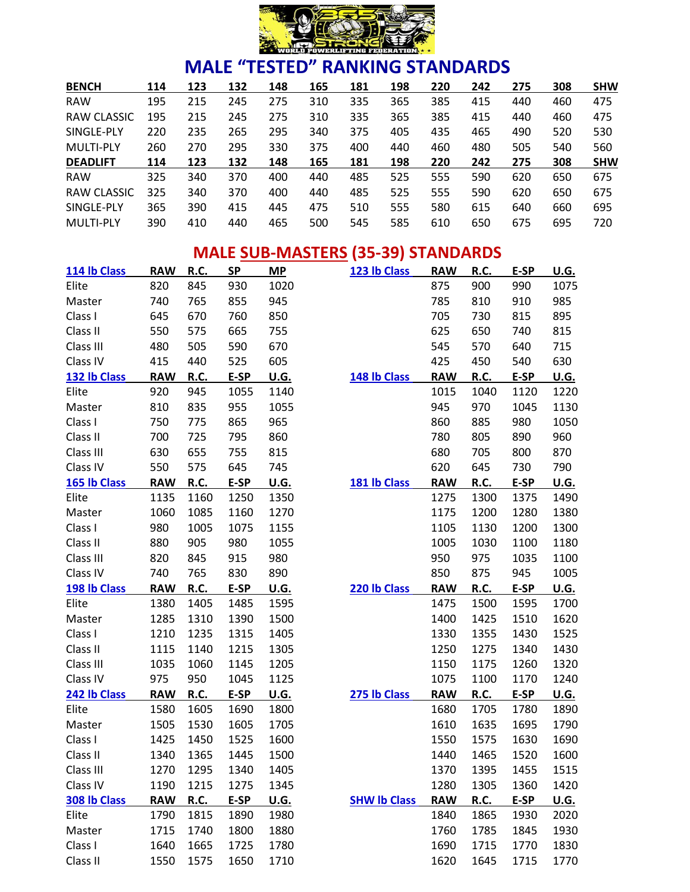# MALE “TESTED” RANKING STANDARDS

| BENCH | 114 | 123 | 132 | 148 | 165 | 181 | 198 | 220 | 242 | 275 | 308 | SHW |
|---|---|---|---|---|---|---|---|---|---|---|---|---|
| RAW | 195 | 215 | 245 | 275 | 310 | 335 | 365 | 385 | 415 | 440 | 460 | 475 |
| RAW CLASSIC | 195 | 215 | 245 | 275 | 310 | 335 | 365 | 385 | 415 | 440 | 460 | 475 |
| SINGLE-PLY | 220 | 235 | 265 | 295 | 340 | 375 | 405 | 435 | 465 | 490 | 520 | 530 |
| MULTI-PLY | 260 | 270 | 295 | 330 | 375 | 400 | 440 | 460 | 480 | 505 | 540 | 560 |
| **DEADLIFT** | **114** | **123** | **132** | **148** | **165** | **181** | **198** | **220** | **242** | **275** | **308** | **SHW** |
| RAW | 325 | 340 | 370 | 400 | 440 | 485 | 525 | 555 | 590 | 620 | 650 | 675 |
| RAW CLASSIC | 325 | 340 | 370 | 400 | 440 | 485 | 525 | 555 | 590 | 620 | 650 | 675 |
| SINGLE-PLY | 365 | 390 | 415 | 445 | 475 | 510 | 555 | 580 | 615 | 640 | 660 | 695 |
| MULTI-PLY | 390 | 410 | 440 | 465 | 500 | 545 | 585 | 610 | 650 | 675 | 695 | 720 |

## MALE SUB-MASTERS (35-39) STANDARDS

| 114 lb Class | RAW | R.C. | SP | MP | 123 lb Class | RAW | R.C. | E-SP | U.G. |
|---|---|---|---|---|---|---|---|---|---|
| Elite | 820 | 845 | 930 | 1020 | | 875 | 900 | 990 | 1075 |
| Master | 740 | 765 | 855 | 945 | | 785 | 810 | 910 | 985 |
| Class I | 645 | 670 | 760 | 850 | | 705 | 730 | 815 | 895 |
| Class II | 550 | 575 | 665 | 755 | | 625 | 650 | 740 | 815 |
| Class III | 480 | 505 | 590 | 670 | | 545 | 570 | 640 | 715 |
| Class IV | 415 | 440 | 525 | 605 | | 425 | 450 | 540 | 630 |
| **132 lb Class** | **RAW** | **R.C.** | **E-SP** | **U.G.** | **148 lb Class** | **RAW** | **R.C.** | **E-SP** | **U.G.** |
| Elite | 920 | 945 | 1055 | 1140 | | 1015 | 1040 | 1120 | 1220 |
| Master | 810 | 835 | 955 | 1055 | | 945 | 970 | 1045 | 1130 |
| Class I | 750 | 775 | 865 | 965 | | 860 | 885 | 980 | 1050 |
| Class II | 700 | 725 | 795 | 860 | | 780 | 805 | 890 | 960 |
| Class III | 630 | 655 | 755 | 815 | | 680 | 705 | 800 | 870 |
| Class IV | 550 | 575 | 645 | 745 | | 620 | 645 | 730 | 790 |
| **165 lb Class** | **RAW** | **R.C.** | **E-SP** | **U.G.** | **181 lb Class** | **RAW** | **R.C.** | **E-SP** | **U.G.** |
| Elite | 1135 | 1160 | 1250 | 1350 | | 1275 | 1300 | 1375 | 1490 |
| Master | 1060 | 1085 | 1160 | 1270 | | 1175 | 1200 | 1280 | 1380 |
| Class I | 980 | 1005 | 1075 | 1155 | | 1105 | 1130 | 1200 | 1300 |
| Class II | 880 | 905 | 980 | 1055 | | 1005 | 1030 | 1100 | 1180 |
| Class III | 820 | 845 | 915 | 980 | | 950 | 975 | 1035 | 1100 |
| Class IV | 740 | 765 | 830 | 890 | | 850 | 875 | 945 | 1005 |
| **198 lb Class** | **RAW** | **R.C.** | **E-SP** | **U.G.** | **220 lb Class** | **RAW** | **R.C.** | **E-SP** | **U.G.** |
| Elite | 1380 | 1405 | 1485 | 1595 | | 1475 | 1500 | 1595 | 1700 |
| Master | 1285 | 1310 | 1390 | 1500 | | 1400 | 1425 | 1510 | 1620 |
| Class I | 1210 | 1235 | 1315 | 1405 | | 1330 | 1355 | 1430 | 1525 |
| Class II | 1115 | 1140 | 1215 | 1305 | | 1250 | 1275 | 1340 | 1430 |
| Class III | 1035 | 1060 | 1145 | 1205 | | 1150 | 1175 | 1260 | 1320 |
| Class IV | 975 | 950 | 1045 | 1125 | | 1075 | 1100 | 1170 | 1240 |
| **242 lb Class** | **RAW** | **R.C.** | **E-SP** | **U.G.** | **275 lb Class** | **RAW** | **R.C.** | **E-SP** | **U.G.** |
| Elite | 1580 | 1605 | 1690 | 1800 | | 1680 | 1705 | 1780 | 1890 |
| Master | 1505 | 1530 | 1605 | 1705 | | 1610 | 1635 | 1695 | 1790 |
| Class I | 1425 | 1450 | 1525 | 1600 | | 1550 | 1575 | 1630 | 1690 |
| Class II | 1340 | 1365 | 1445 | 1500 | | 1440 | 1465 | 1520 | 1600 |
| Class III | 1270 | 1295 | 1340 | 1405 | | 1370 | 1395 | 1455 | 1515 |
| Class IV | 1190 | 1215 | 1275 | 1345 | | 1280 | 1305 | 1360 | 1420 |
| **308 lb Class** | **RAW** | **R.C.** | **E-SP** | **U.G.** | **SHW lb Class** | **RAW** | **R.C.** | **E-SP** | **U.G.** |
| Elite | 1790 | 1815 | 1890 | 1980 | | 1840 | 1865 | 1930 | 2020 |
| Master | 1715 | 1740 | 1800 | 1880 | | 1760 | 1785 | 1845 | 1930 |
| Class I | 1640 | 1665 | 1725 | 1780 | | 1690 | 1715 | 1770 | 1830 |
| Class II | 1550 | 1575 | 1650 | 1710 | | 1620 | 1645 | 1715 | 1770 |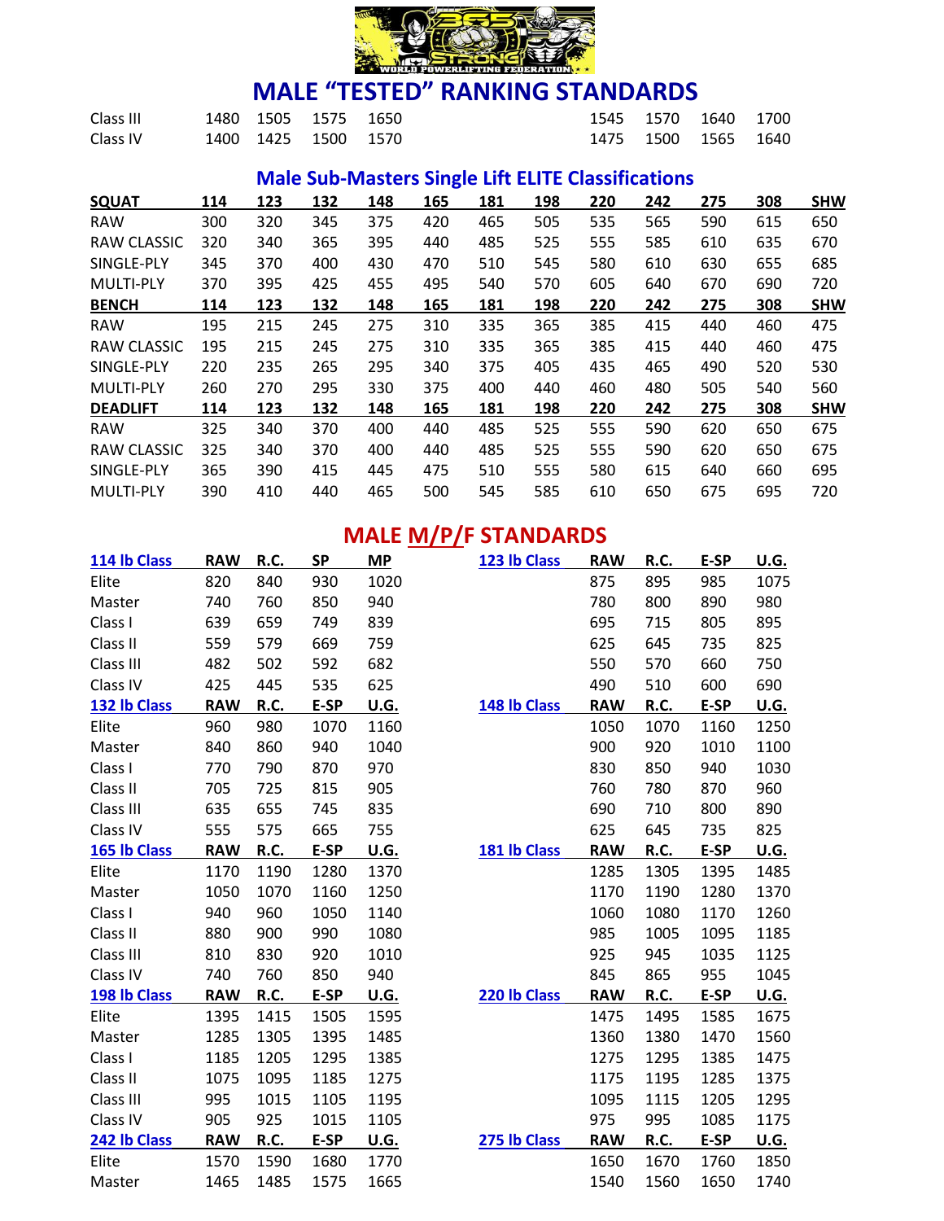# MALE "TESTED" RANKING STANDARDS

| | | | | | | | | |
|---|---|---|---|---|---|---|---|---|
| Class III | 1480 | 1505 | 1575 | 1650 | 1545 | 1570 | 1640 | 1700 |
| Class IV | 1400 | 1425 | 1500 | 1570 | 1475 | 1500 | 1565 | 1640 |

## Male Sub-Masters Single Lift ELITE Classifications

| SQUAT | 114 | 123 | 132 | 148 | 165 | 181 | 198 | 220 | 242 | 275 | 308 | SHW |
|---|---|---|---|---|---|---|---|---|---|---|---|---|
| RAW | 300 | 320 | 345 | 375 | 420 | 465 | 505 | 535 | 565 | 590 | 615 | 650 |
| RAW CLASSIC | 320 | 340 | 365 | 395 | 440 | 485 | 525 | 555 | 585 | 610 | 635 | 670 |
| SINGLE-PLY | 345 | 370 | 400 | 430 | 470 | 510 | 545 | 580 | 610 | 630 | 655 | 685 |
| MULTI-PLY | 370 | 395 | 425 | 455 | 495 | 540 | 570 | 605 | 640 | 670 | 690 | 720 |
| **BENCH** | **114** | **123** | **132** | **148** | **165** | **181** | **198** | **220** | **242** | **275** | **308** | **SHW** |
| RAW | 195 | 215 | 245 | 275 | 310 | 335 | 365 | 385 | 415 | 440 | 460 | 475 |
| RAW CLASSIC | 195 | 215 | 245 | 275 | 310 | 335 | 365 | 385 | 415 | 440 | 460 | 475 |
| SINGLE-PLY | 220 | 235 | 265 | 295 | 340 | 375 | 405 | 435 | 465 | 490 | 520 | 530 |
| MULTI-PLY | 260 | 270 | 295 | 330 | 375 | 400 | 440 | 460 | 480 | 505 | 540 | 560 |
| **DEADLIFT** | **114** | **123** | **132** | **148** | **165** | **181** | **198** | **220** | **242** | **275** | **308** | **SHW** |
| RAW | 325 | 340 | 370 | 400 | 440 | 485 | 525 | 555 | 590 | 620 | 650 | 675 |
| RAW CLASSIC | 325 | 340 | 370 | 400 | 440 | 485 | 525 | 555 | 590 | 620 | 650 | 675 |
| SINGLE-PLY | 365 | 390 | 415 | 445 | 475 | 510 | 555 | 580 | 615 | 640 | 660 | 695 |
| MULTI-PLY | 390 | 410 | 440 | 465 | 500 | 545 | 585 | 610 | 650 | 675 | 695 | 720 |

# MALE M/P/F STANDARDS

| 114 lb Class | RAW | R.C. | SP | MP | 123 lb Class | RAW | R.C. | E-SP | U.G. |
|---|---|---|---|---|---|---|---|---|---|
| Elite | 820 | 840 | 930 | 1020 | | 875 | 895 | 985 | 1075 |
| Master | 740 | 760 | 850 | 940 | | 780 | 800 | 890 | 980 |
| Class I | 639 | 659 | 749 | 839 | | 695 | 715 | 805 | 895 |
| Class II | 559 | 579 | 669 | 759 | | 625 | 645 | 735 | 825 |
| Class III | 482 | 502 | 592 | 682 | | 550 | 570 | 660 | 750 |
| Class IV | 425 | 445 | 535 | 625 | | 490 | 510 | 600 | 690 |
| **132 lb Class** | **RAW** | **R.C.** | **E-SP** | **U.G.** | **148 lb Class** | **RAW** | **R.C.** | **E-SP** | **U.G.** |
| Elite | 960 | 980 | 1070 | 1160 | | 1050 | 1070 | 1160 | 1250 |
| Master | 840 | 860 | 940 | 1040 | | 900 | 920 | 1010 | 1100 |
| Class I | 770 | 790 | 870 | 970 | | 830 | 850 | 940 | 1030 |
| Class II | 705 | 725 | 815 | 905 | | 760 | 780 | 870 | 960 |
| Class III | 635 | 655 | 745 | 835 | | 690 | 710 | 800 | 890 |
| Class IV | 555 | 575 | 665 | 755 | | 625 | 645 | 735 | 825 |
| **165 lb Class** | **RAW** | **R.C.** | **E-SP** | **U.G.** | **181 lb Class** | **RAW** | **R.C.** | **E-SP** | **U.G.** |
| Elite | 1170 | 1190 | 1280 | 1370 | | 1285 | 1305 | 1395 | 1485 |
| Master | 1050 | 1070 | 1160 | 1250 | | 1170 | 1190 | 1280 | 1370 |
| Class I | 940 | 960 | 1050 | 1140 | | 1060 | 1080 | 1170 | 1260 |
| Class II | 880 | 900 | 990 | 1080 | | 985 | 1005 | 1095 | 1185 |
| Class III | 810 | 830 | 920 | 1010 | | 925 | 945 | 1035 | 1125 |
| Class IV | 740 | 760 | 850 | 940 | | 845 | 865 | 955 | 1045 |
| **198 lb Class** | **RAW** | **R.C.** | **E-SP** | **U.G.** | **220 lb Class** | **RAW** | **R.C.** | **E-SP** | **U.G.** |
| Elite | 1395 | 1415 | 1505 | 1595 | | 1475 | 1495 | 1585 | 1675 |
| Master | 1285 | 1305 | 1395 | 1485 | | 1360 | 1380 | 1470 | 1560 |
| Class I | 1185 | 1205 | 1295 | 1385 | | 1275 | 1295 | 1385 | 1475 |
| Class II | 1075 | 1095 | 1185 | 1275 | | 1175 | 1195 | 1285 | 1375 |
| Class III | 995 | 1015 | 1105 | 1195 | | 1095 | 1115 | 1205 | 1295 |
| Class IV | 905 | 925 | 1015 | 1105 | | 975 | 995 | 1085 | 1175 |
| **242 lb Class** | **RAW** | **R.C.** | **E-SP** | **U.G.** | **275 lb Class** | **RAW** | **R.C.** | **E-SP** | **U.G.** |
| Elite | 1570 | 1590 | 1680 | 1770 | | 1650 | 1670 | 1760 | 1850 |
| Master | 1465 | 1485 | 1575 | 1665 | | 1540 | 1560 | 1650 | 1740 |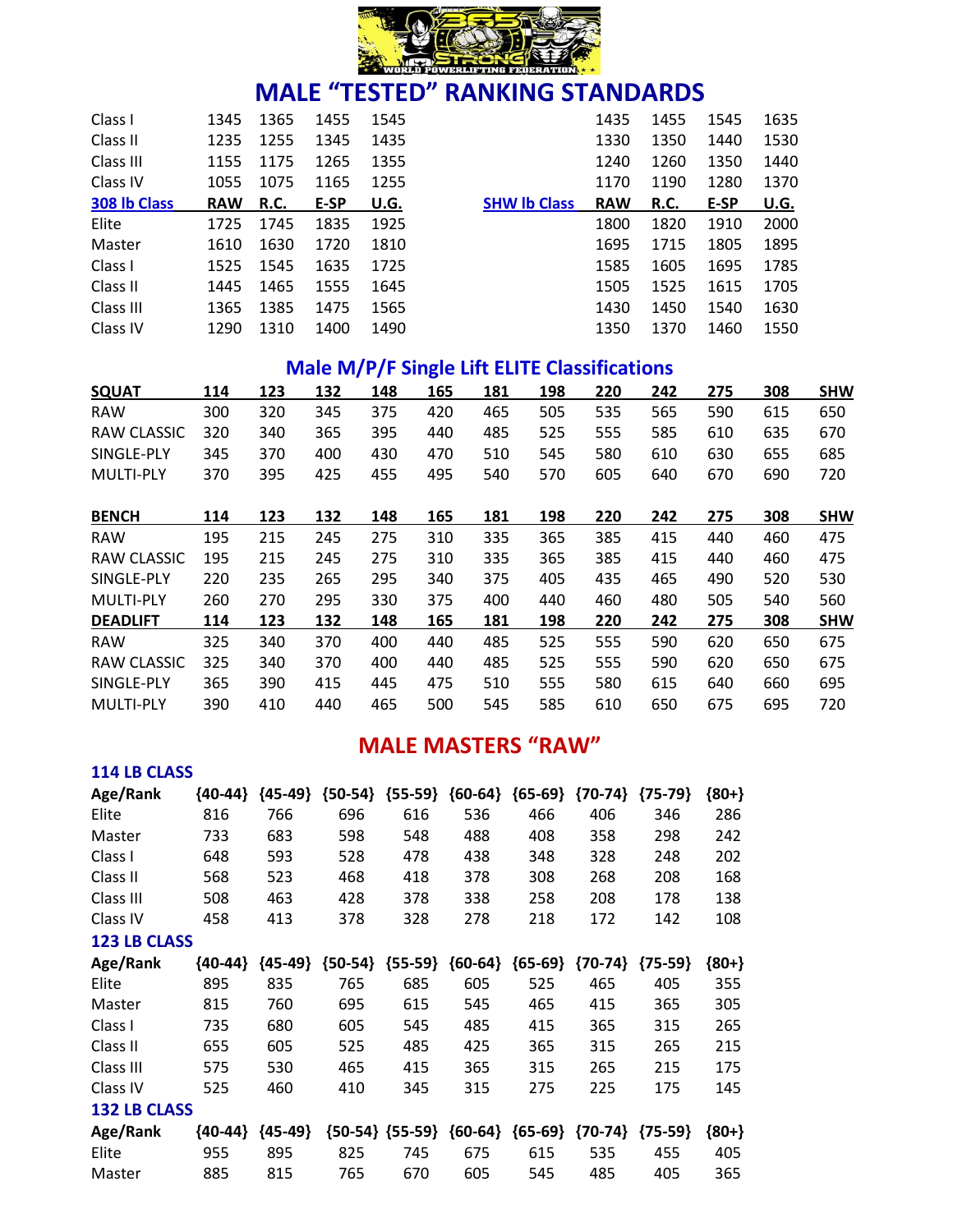# MALE "TESTED" RANKING STANDARDS

| | RAW | R.C. | E-SP | U.G. | | RAW | R.C. | E-SP | U.G. |
|---|---|---|---|---|---|---|---|---|---|
| Class I | 1345 | 1365 | 1455 | 1545 | | 1435 | 1455 | 1545 | 1635 |
| Class II | 1235 | 1255 | 1345 | 1435 | | 1330 | 1350 | 1440 | 1530 |
| Class III | 1155 | 1175 | 1265 | 1355 | | 1240 | 1260 | 1350 | 1440 |
| Class IV | 1055 | 1075 | 1165 | 1255 | | 1170 | 1190 | 1280 | 1370 |
| **308 lb Class** | **RAW** | **R.C.** | **E-SP** | **U.G.** | **SHW lb Class** | **RAW** | **R.C.** | **E-SP** | **U.G.** |
| Elite | 1725 | 1745 | 1835 | 1925 | | 1800 | 1820 | 1910 | 2000 |
| Master | 1610 | 1630 | 1720 | 1810 | | 1695 | 1715 | 1805 | 1895 |
| Class I | 1525 | 1545 | 1635 | 1725 | | 1585 | 1605 | 1695 | 1785 |
| Class II | 1445 | 1465 | 1555 | 1645 | | 1505 | 1525 | 1615 | 1705 |
| Class III | 1365 | 1385 | 1475 | 1565 | | 1430 | 1450 | 1540 | 1630 |
| Class IV | 1290 | 1310 | 1400 | 1490 | | 1350 | 1370 | 1460 | 1550 |

## Male M/P/F Single Lift ELITE Classifications

| SQUAT | 114 | 123 | 132 | 148 | 165 | 181 | 198 | 220 | 242 | 275 | 308 | SHW |
|---|---|---|---|---|---|---|---|---|---|---|---|---|
| RAW | 300 | 320 | 345 | 375 | 420 | 465 | 505 | 535 | 565 | 590 | 615 | 650 |
| RAW CLASSIC | 320 | 340 | 365 | 395 | 440 | 485 | 525 | 555 | 585 | 610 | 635 | 670 |
| SINGLE-PLY | 345 | 370 | 400 | 430 | 470 | 510 | 545 | 580 | 610 | 630 | 655 | 685 |
| MULTI-PLY | 370 | 395 | 425 | 455 | 495 | 540 | 570 | 605 | 640 | 670 | 690 | 720 |

| BENCH | 114 | 123 | 132 | 148 | 165 | 181 | 198 | 220 | 242 | 275 | 308 | SHW |
|---|---|---|---|---|---|---|---|---|---|---|---|---|
| RAW | 195 | 215 | 245 | 275 | 310 | 335 | 365 | 385 | 415 | 440 | 460 | 475 |
| RAW CLASSIC | 195 | 215 | 245 | 275 | 310 | 335 | 365 | 385 | 415 | 440 | 460 | 475 |
| SINGLE-PLY | 220 | 235 | 265 | 295 | 340 | 375 | 405 | 435 | 465 | 490 | 520 | 530 |
| MULTI-PLY | 260 | 270 | 295 | 330 | 375 | 400 | 440 | 460 | 480 | 505 | 540 | 560 |

| DEADLIFT | 114 | 123 | 132 | 148 | 165 | 181 | 198 | 220 | 242 | 275 | 308 | SHW |
|---|---|---|---|---|---|---|---|---|---|---|---|---|
| RAW | 325 | 340 | 370 | 400 | 440 | 485 | 525 | 555 | 590 | 620 | 650 | 675 |
| RAW CLASSIC | 325 | 340 | 370 | 400 | 440 | 485 | 525 | 555 | 590 | 620 | 650 | 675 |
| SINGLE-PLY | 365 | 390 | 415 | 445 | 475 | 510 | 555 | 580 | 615 | 640 | 660 | 695 |
| MULTI-PLY | 390 | 410 | 440 | 465 | 500 | 545 | 585 | 610 | 650 | 675 | 695 | 720 |

## MALE MASTERS "RAW"

### 114 LB CLASS

| Age/Rank | {40-44} | {45-49} | {50-54} | {55-59} | {60-64} | {65-69} | {70-74} | {75-79} | {80+} |
|---|---|---|---|---|---|---|---|---|---|
| Elite | 816 | 766 | 696 | 616 | 536 | 466 | 406 | 346 | 286 |
| Master | 733 | 683 | 598 | 548 | 488 | 408 | 358 | 298 | 242 |
| Class I | 648 | 593 | 528 | 478 | 438 | 348 | 328 | 248 | 202 |
| Class II | 568 | 523 | 468 | 418 | 378 | 308 | 268 | 208 | 168 |
| Class III | 508 | 463 | 428 | 378 | 338 | 258 | 208 | 178 | 138 |
| Class IV | 458 | 413 | 378 | 328 | 278 | 218 | 172 | 142 | 108 |

### 123 LB CLASS

| Age/Rank | {40-44} | {45-49} | {50-54} | {55-59} | {60-64} | {65-69} | {70-74} | {75-59} | {80+} |
|---|---|---|---|---|---|---|---|---|---|
| Elite | 895 | 835 | 765 | 685 | 605 | 525 | 465 | 405 | 355 |
| Master | 815 | 760 | 695 | 615 | 545 | 465 | 415 | 365 | 305 |
| Class I | 735 | 680 | 605 | 545 | 485 | 415 | 365 | 315 | 265 |
| Class II | 655 | 605 | 525 | 485 | 425 | 365 | 315 | 265 | 215 |
| Class III | 575 | 530 | 465 | 415 | 365 | 315 | 265 | 215 | 175 |
| Class IV | 525 | 460 | 410 | 345 | 315 | 275 | 225 | 175 | 145 |

### 132 LB CLASS

| Age/Rank | {40-44} | {45-49} | {50-54} | {55-59} | {60-64} | {65-69} | {70-74} | {75-59} | {80+} |
|---|---|---|---|---|---|---|---|---|---|
| Elite | 955 | 895 | 825 | 745 | 675 | 615 | 535 | 455 | 405 |
| Master | 885 | 815 | 765 | 670 | 605 | 545 | 485 | 405 | 365 |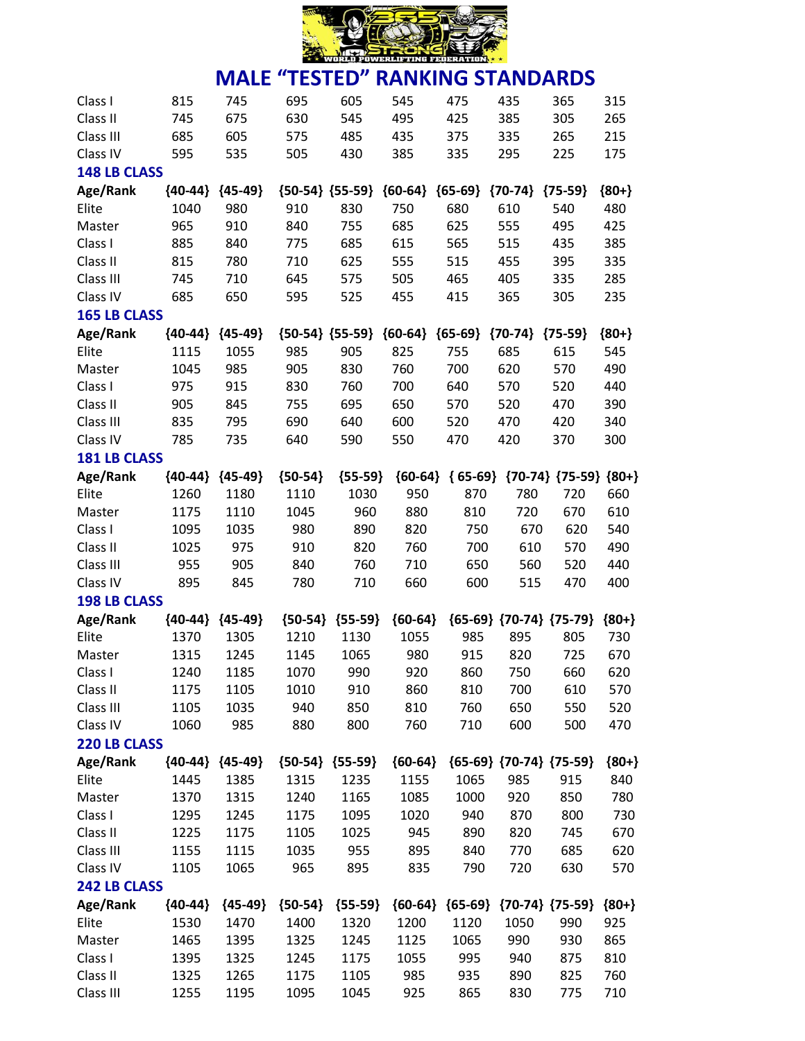# MALE "TESTED" RANKING STANDARDS

| | | | | | | | | | |
|---|---|---|---|---|---|---|---|---|---|
| Class I | 815 | 745 | 695 | 605 | 545 | 475 | 435 | 365 | 315 |
| Class II | 745 | 675 | 630 | 545 | 495 | 425 | 385 | 305 | 265 |
| Class III | 685 | 605 | 575 | 485 | 435 | 375 | 335 | 265 | 215 |
| Class IV | 595 | 535 | 505 | 430 | 385 | 335 | 295 | 225 | 175 |

## 148 LB CLASS

| Age/Rank | {40-44} | {45-49} | {50-54} | {55-59} | {60-64} | {65-69} | {70-74} | {75-59} | {80+} |
|---|---|---|---|---|---|---|---|---|---|
| Elite | 1040 | 980 | 910 | 830 | 750 | 680 | 610 | 540 | 480 |
| Master | 965 | 910 | 840 | 755 | 685 | 625 | 555 | 495 | 425 |
| Class I | 885 | 840 | 775 | 685 | 615 | 565 | 515 | 435 | 385 |
| Class II | 815 | 780 | 710 | 625 | 555 | 515 | 455 | 395 | 335 |
| Class III | 745 | 710 | 645 | 575 | 505 | 465 | 405 | 335 | 285 |
| Class IV | 685 | 650 | 595 | 525 | 455 | 415 | 365 | 305 | 235 |

## 165 LB CLASS

| Age/Rank | {40-44} | {45-49} | {50-54} | {55-59} | {60-64} | {65-69} | {70-74} | {75-59} | {80+} |
|---|---|---|---|---|---|---|---|---|---|
| Elite | 1115 | 1055 | 985 | 905 | 825 | 755 | 685 | 615 | 545 |
| Master | 1045 | 985 | 905 | 830 | 760 | 700 | 620 | 570 | 490 |
| Class I | 975 | 915 | 830 | 760 | 700 | 640 | 570 | 520 | 440 |
| Class II | 905 | 845 | 755 | 695 | 650 | 570 | 520 | 470 | 390 |
| Class III | 835 | 795 | 690 | 640 | 600 | 520 | 470 | 420 | 340 |
| Class IV | 785 | 735 | 640 | 590 | 550 | 470 | 420 | 370 | 300 |

## 181 LB CLASS

| Age/Rank | {40-44} | {45-49} | {50-54} | {55-59} | {60-64} | { 65-69} | {70-74} | {75-59} | {80+} |
|---|---|---|---|---|---|---|---|---|---|
| Elite | 1260 | 1180 | 1110 | 1030 | 950 | 870 | 780 | 720 | 660 |
| Master | 1175 | 1110 | 1045 | 960 | 880 | 810 | 720 | 670 | 610 |
| Class I | 1095 | 1035 | 980 | 890 | 820 | 750 | 670 | 620 | 540 |
| Class II | 1025 | 975 | 910 | 820 | 760 | 700 | 610 | 570 | 490 |
| Class III | 955 | 905 | 840 | 760 | 710 | 650 | 560 | 520 | 440 |
| Class IV | 895 | 845 | 780 | 710 | 660 | 600 | 515 | 470 | 400 |

## 198 LB CLASS

| Age/Rank | {40-44} | {45-49} | {50-54} | {55-59} | {60-64} | {65-69} | {70-74} | {75-79} | {80+} |
|---|---|---|---|---|---|---|---|---|---|
| Elite | 1370 | 1305 | 1210 | 1130 | 1055 | 985 | 895 | 805 | 730 |
| Master | 1315 | 1245 | 1145 | 1065 | 980 | 915 | 820 | 725 | 670 |
| Class I | 1240 | 1185 | 1070 | 990 | 920 | 860 | 750 | 660 | 620 |
| Class II | 1175 | 1105 | 1010 | 910 | 860 | 810 | 700 | 610 | 570 |
| Class III | 1105 | 1035 | 940 | 850 | 810 | 760 | 650 | 550 | 520 |
| Class IV | 1060 | 985 | 880 | 800 | 760 | 710 | 600 | 500 | 470 |

## 220 LB CLASS

| Age/Rank | {40-44} | {45-49} | {50-54} | {55-59} | {60-64} | {65-69} | {70-74} | {75-59} | {80+} |
|---|---|---|---|---|---|---|---|---|---|
| Elite | 1445 | 1385 | 1315 | 1235 | 1155 | 1065 | 985 | 915 | 840 |
| Master | 1370 | 1315 | 1240 | 1165 | 1085 | 1000 | 920 | 850 | 780 |
| Class I | 1295 | 1245 | 1175 | 1095 | 1020 | 940 | 870 | 800 | 730 |
| Class II | 1225 | 1175 | 1105 | 1025 | 945 | 890 | 820 | 745 | 670 |
| Class III | 1155 | 1115 | 1035 | 955 | 895 | 840 | 770 | 685 | 620 |
| Class IV | 1105 | 1065 | 965 | 895 | 835 | 790 | 720 | 630 | 570 |

## 242 LB CLASS

| Age/Rank | {40-44} | {45-49} | {50-54} | {55-59} | {60-64} | {65-69} | {70-74} | {75-59} | {80+} |
|---|---|---|---|---|---|---|---|---|---|
| Elite | 1530 | 1470 | 1400 | 1320 | 1200 | 1120 | 1050 | 990 | 925 |
| Master | 1465 | 1395 | 1325 | 1245 | 1125 | 1065 | 990 | 930 | 865 |
| Class I | 1395 | 1325 | 1245 | 1175 | 1055 | 995 | 940 | 875 | 810 |
| Class II | 1325 | 1265 | 1175 | 1105 | 985 | 935 | 890 | 825 | 760 |
| Class III | 1255 | 1195 | 1095 | 1045 | 925 | 865 | 830 | 775 | 710 |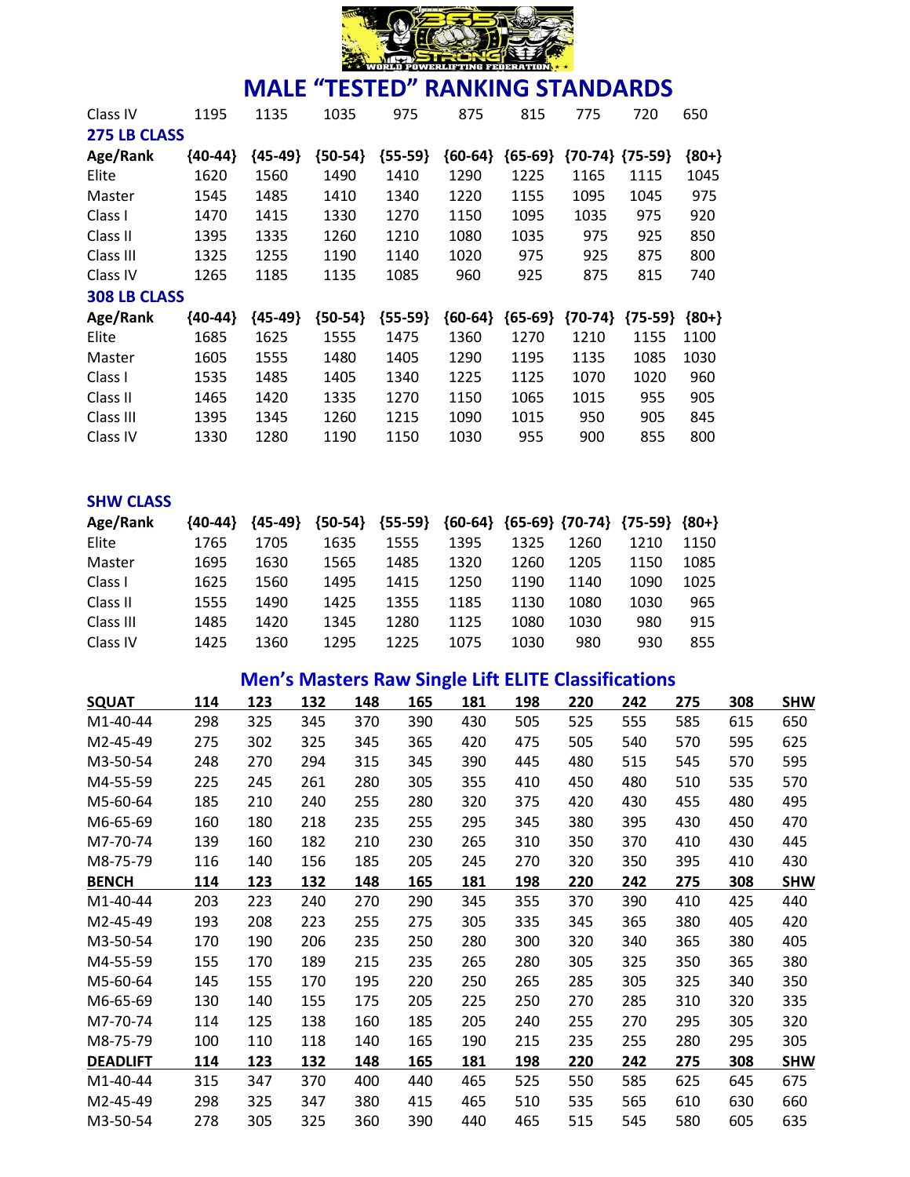# MALE "TESTED" RANKING STANDARDS

| Class IV | 1195 | 1135 | 1035 | 975 | 875 | 815 | 775 | 720 | 650 |
|---|---|---|---|---|---|---|---|---|---|

**275 LB CLASS**

| Age/Rank | {40-44} | {45-49} | {50-54} | {55-59} | {60-64} | {65-69} | {70-74} | {75-59} | {80+} |
|---|---|---|---|---|---|---|---|---|---|
| Elite | 1620 | 1560 | 1490 | 1410 | 1290 | 1225 | 1165 | 1115 | 1045 |
| Master | 1545 | 1485 | 1410 | 1340 | 1220 | 1155 | 1095 | 1045 | 975 |
| Class I | 1470 | 1415 | 1330 | 1270 | 1150 | 1095 | 1035 | 975 | 920 |
| Class II | 1395 | 1335 | 1260 | 1210 | 1080 | 1035 | 975 | 925 | 850 |
| Class III | 1325 | 1255 | 1190 | 1140 | 1020 | 975 | 925 | 875 | 800 |
| Class IV | 1265 | 1185 | 1135 | 1085 | 960 | 925 | 875 | 815 | 740 |

**308 LB CLASS**

| Age/Rank | {40-44} | {45-49} | {50-54} | {55-59} | {60-64} | {65-69} | {70-74} | {75-59} | {80+} |
|---|---|---|---|---|---|---|---|---|---|
| Elite | 1685 | 1625 | 1555 | 1475 | 1360 | 1270 | 1210 | 1155 | 1100 |
| Master | 1605 | 1555 | 1480 | 1405 | 1290 | 1195 | 1135 | 1085 | 1030 |
| Class I | 1535 | 1485 | 1405 | 1340 | 1225 | 1125 | 1070 | 1020 | 960 |
| Class II | 1465 | 1420 | 1335 | 1270 | 1150 | 1065 | 1015 | 955 | 905 |
| Class III | 1395 | 1345 | 1260 | 1215 | 1090 | 1015 | 950 | 905 | 845 |
| Class IV | 1330 | 1280 | 1190 | 1150 | 1030 | 955 | 900 | 855 | 800 |

**SHW CLASS**

| Age/Rank | {40-44} | {45-49} | {50-54} | {55-59} | {60-64} | {65-69} | {70-74} | {75-59} | {80+} |
|---|---|---|---|---|---|---|---|---|---|
| Elite | 1765 | 1705 | 1635 | 1555 | 1395 | 1325 | 1260 | 1210 | 1150 |
| Master | 1695 | 1630 | 1565 | 1485 | 1320 | 1260 | 1205 | 1150 | 1085 |
| Class I | 1625 | 1560 | 1495 | 1415 | 1250 | 1190 | 1140 | 1090 | 1025 |
| Class II | 1555 | 1490 | 1425 | 1355 | 1185 | 1130 | 1080 | 1030 | 965 |
| Class III | 1485 | 1420 | 1345 | 1280 | 1125 | 1080 | 1030 | 980 | 915 |
| Class IV | 1425 | 1360 | 1295 | 1225 | 1075 | 1030 | 980 | 930 | 855 |

## Men's Masters Raw Single Lift ELITE Classifications

| SQUAT | 114 | 123 | 132 | 148 | 165 | 181 | 198 | 220 | 242 | 275 | 308 | SHW |
|---|---|---|---|---|---|---|---|---|---|---|---|---|
| M1-40-44 | 298 | 325 | 345 | 370 | 390 | 430 | 505 | 525 | 555 | 585 | 615 | 650 |
| M2-45-49 | 275 | 302 | 325 | 345 | 365 | 420 | 475 | 505 | 540 | 570 | 595 | 625 |
| M3-50-54 | 248 | 270 | 294 | 315 | 345 | 390 | 445 | 480 | 515 | 545 | 570 | 595 |
| M4-55-59 | 225 | 245 | 261 | 280 | 305 | 355 | 410 | 450 | 480 | 510 | 535 | 570 |
| M5-60-64 | 185 | 210 | 240 | 255 | 280 | 320 | 375 | 420 | 430 | 455 | 480 | 495 |
| M6-65-69 | 160 | 180 | 218 | 235 | 255 | 295 | 345 | 380 | 395 | 430 | 450 | 470 |
| M7-70-74 | 139 | 160 | 182 | 210 | 230 | 265 | 310 | 350 | 370 | 410 | 430 | 445 |
| M8-75-79 | 116 | 140 | 156 | 185 | 205 | 245 | 270 | 320 | 350 | 395 | 410 | 430 |
| **BENCH** | **114** | **123** | **132** | **148** | **165** | **181** | **198** | **220** | **242** | **275** | **308** | **SHW** |
| M1-40-44 | 203 | 223 | 240 | 270 | 290 | 345 | 355 | 370 | 390 | 410 | 425 | 440 |
| M2-45-49 | 193 | 208 | 223 | 255 | 275 | 305 | 335 | 345 | 365 | 380 | 405 | 420 |
| M3-50-54 | 170 | 190 | 206 | 235 | 250 | 280 | 300 | 320 | 340 | 365 | 380 | 405 |
| M4-55-59 | 155 | 170 | 189 | 215 | 235 | 265 | 280 | 305 | 325 | 350 | 365 | 380 |
| M5-60-64 | 145 | 155 | 170 | 195 | 220 | 250 | 265 | 285 | 305 | 325 | 340 | 350 |
| M6-65-69 | 130 | 140 | 155 | 175 | 205 | 225 | 250 | 270 | 285 | 310 | 320 | 335 |
| M7-70-74 | 114 | 125 | 138 | 160 | 185 | 205 | 240 | 255 | 270 | 295 | 305 | 320 |
| M8-75-79 | 100 | 110 | 118 | 140 | 165 | 190 | 215 | 235 | 255 | 280 | 295 | 305 |
| **DEADLIFT** | **114** | **123** | **132** | **148** | **165** | **181** | **198** | **220** | **242** | **275** | **308** | **SHW** |
| M1-40-44 | 315 | 347 | 370 | 400 | 440 | 465 | 525 | 550 | 585 | 625 | 645 | 675 |
| M2-45-49 | 298 | 325 | 347 | 380 | 415 | 465 | 510 | 535 | 565 | 610 | 630 | 660 |
| M3-50-54 | 278 | 305 | 325 | 360 | 390 | 440 | 465 | 515 | 545 | 580 | 605 | 635 |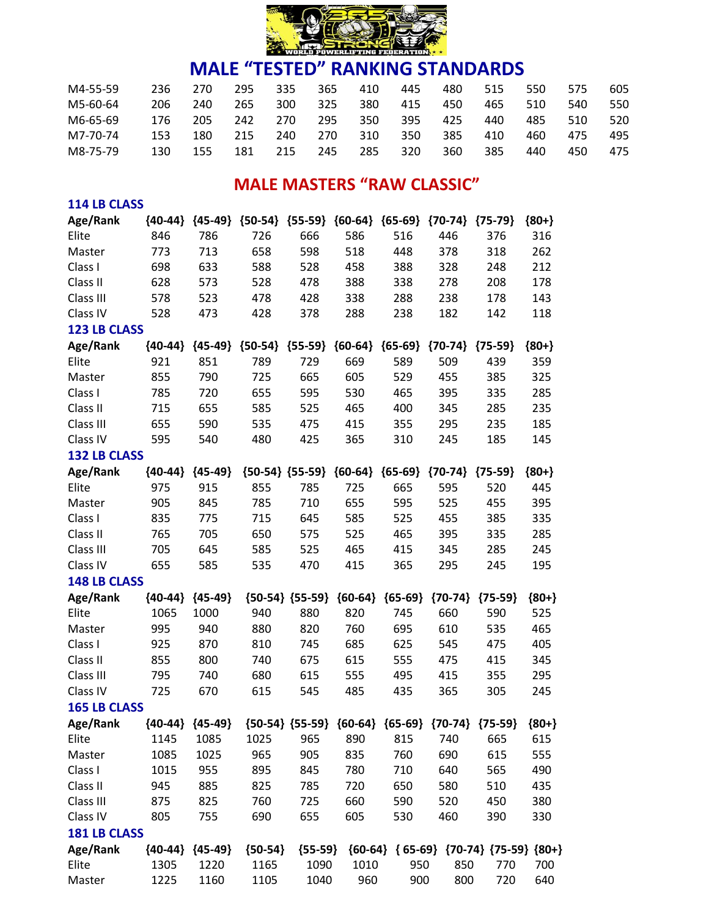# MALE "TESTED" RANKING STANDARDS

| | | | | | | | | | | | | |
|---|---|---|---|---|---|---|---|---|---|---|---|---|
| M4-55-59 | 236 | 270 | 295 | 335 | 365 | 410 | 445 | 480 | 515 | 550 | 575 | 605 |
| M5-60-64 | 206 | 240 | 265 | 300 | 325 | 380 | 415 | 450 | 465 | 510 | 540 | 550 |
| M6-65-69 | 176 | 205 | 242 | 270 | 295 | 350 | 395 | 425 | 440 | 485 | 510 | 520 |
| M7-70-74 | 153 | 180 | 215 | 240 | 270 | 310 | 350 | 385 | 410 | 460 | 475 | 495 |
| M8-75-79 | 130 | 155 | 181 | 215 | 245 | 285 | 320 | 360 | 385 | 440 | 450 | 475 |

## MALE MASTERS "RAW CLASSIC"

### 114 LB CLASS

| Age/Rank | {40-44} | {45-49} | {50-54} | {55-59} | {60-64} | {65-69} | {70-74} | {75-79} | {80+} |
|---|---|---|---|---|---|---|---|---|---|
| Elite | 846 | 786 | 726 | 666 | 586 | 516 | 446 | 376 | 316 |
| Master | 773 | 713 | 658 | 598 | 518 | 448 | 378 | 318 | 262 |
| Class I | 698 | 633 | 588 | 528 | 458 | 388 | 328 | 248 | 212 |
| Class II | 628 | 573 | 528 | 478 | 388 | 338 | 278 | 208 | 178 |
| Class III | 578 | 523 | 478 | 428 | 338 | 288 | 238 | 178 | 143 |
| Class IV | 528 | 473 | 428 | 378 | 288 | 238 | 182 | 142 | 118 |

### 123 LB CLASS

| Age/Rank | {40-44} | {45-49} | {50-54} | {55-59} | {60-64} | {65-69} | {70-74} | {75-59} | {80+} |
|---|---|---|---|---|---|---|---|---|---|
| Elite | 921 | 851 | 789 | 729 | 669 | 589 | 509 | 439 | 359 |
| Master | 855 | 790 | 725 | 665 | 605 | 529 | 455 | 385 | 325 |
| Class I | 785 | 720 | 655 | 595 | 530 | 465 | 395 | 335 | 285 |
| Class II | 715 | 655 | 585 | 525 | 465 | 400 | 345 | 285 | 235 |
| Class III | 655 | 590 | 535 | 475 | 415 | 355 | 295 | 235 | 185 |
| Class IV | 595 | 540 | 480 | 425 | 365 | 310 | 245 | 185 | 145 |

### 132 LB CLASS

| Age/Rank | {40-44} | {45-49} | {50-54} | {55-59} | {60-64} | {65-69} | {70-74} | {75-59} | {80+} |
|---|---|---|---|---|---|---|---|---|---|
| Elite | 975 | 915 | 855 | 785 | 725 | 665 | 595 | 520 | 445 |
| Master | 905 | 845 | 785 | 710 | 655 | 595 | 525 | 455 | 395 |
| Class I | 835 | 775 | 715 | 645 | 585 | 525 | 455 | 385 | 335 |
| Class II | 765 | 705 | 650 | 575 | 525 | 465 | 395 | 335 | 285 |
| Class III | 705 | 645 | 585 | 525 | 465 | 415 | 345 | 285 | 245 |
| Class IV | 655 | 585 | 535 | 470 | 415 | 365 | 295 | 245 | 195 |

### 148 LB CLASS

| Age/Rank | {40-44} | {45-49} | {50-54} | {55-59} | {60-64} | {65-69} | {70-74} | {75-59} | {80+} |
|---|---|---|---|---|---|---|---|---|---|
| Elite | 1065 | 1000 | 940 | 880 | 820 | 745 | 660 | 590 | 525 |
| Master | 995 | 940 | 880 | 820 | 760 | 695 | 610 | 535 | 465 |
| Class I | 925 | 870 | 810 | 745 | 685 | 625 | 545 | 475 | 405 |
| Class II | 855 | 800 | 740 | 675 | 615 | 555 | 475 | 415 | 345 |
| Class III | 795 | 740 | 680 | 615 | 555 | 495 | 415 | 355 | 295 |
| Class IV | 725 | 670 | 615 | 545 | 485 | 435 | 365 | 305 | 245 |

### 165 LB CLASS

| Age/Rank | {40-44} | {45-49} | {50-54} | {55-59} | {60-64} | {65-69} | {70-74} | {75-59} | {80+} |
|---|---|---|---|---|---|---|---|---|---|
| Elite | 1145 | 1085 | 1025 | 965 | 890 | 815 | 740 | 665 | 615 |
| Master | 1085 | 1025 | 965 | 905 | 835 | 760 | 690 | 615 | 555 |
| Class I | 1015 | 955 | 895 | 845 | 780 | 710 | 640 | 565 | 490 |
| Class II | 945 | 885 | 825 | 785 | 720 | 650 | 580 | 510 | 435 |
| Class III | 875 | 825 | 760 | 725 | 660 | 590 | 520 | 450 | 380 |
| Class IV | 805 | 755 | 690 | 655 | 605 | 530 | 460 | 390 | 330 |

### 181 LB CLASS

| Age/Rank | {40-44} | {45-49} | {50-54} | {55-59} | {60-64} | { 65-69} | {70-74} | {75-59} | {80+} |
|---|---|---|---|---|---|---|---|---|---|
| Elite | 1305 | 1220 | 1165 | 1090 | 1010 | 950 | 850 | 770 | 700 |
| Master | 1225 | 1160 | 1105 | 1040 | 960 | 900 | 800 | 720 | 640 |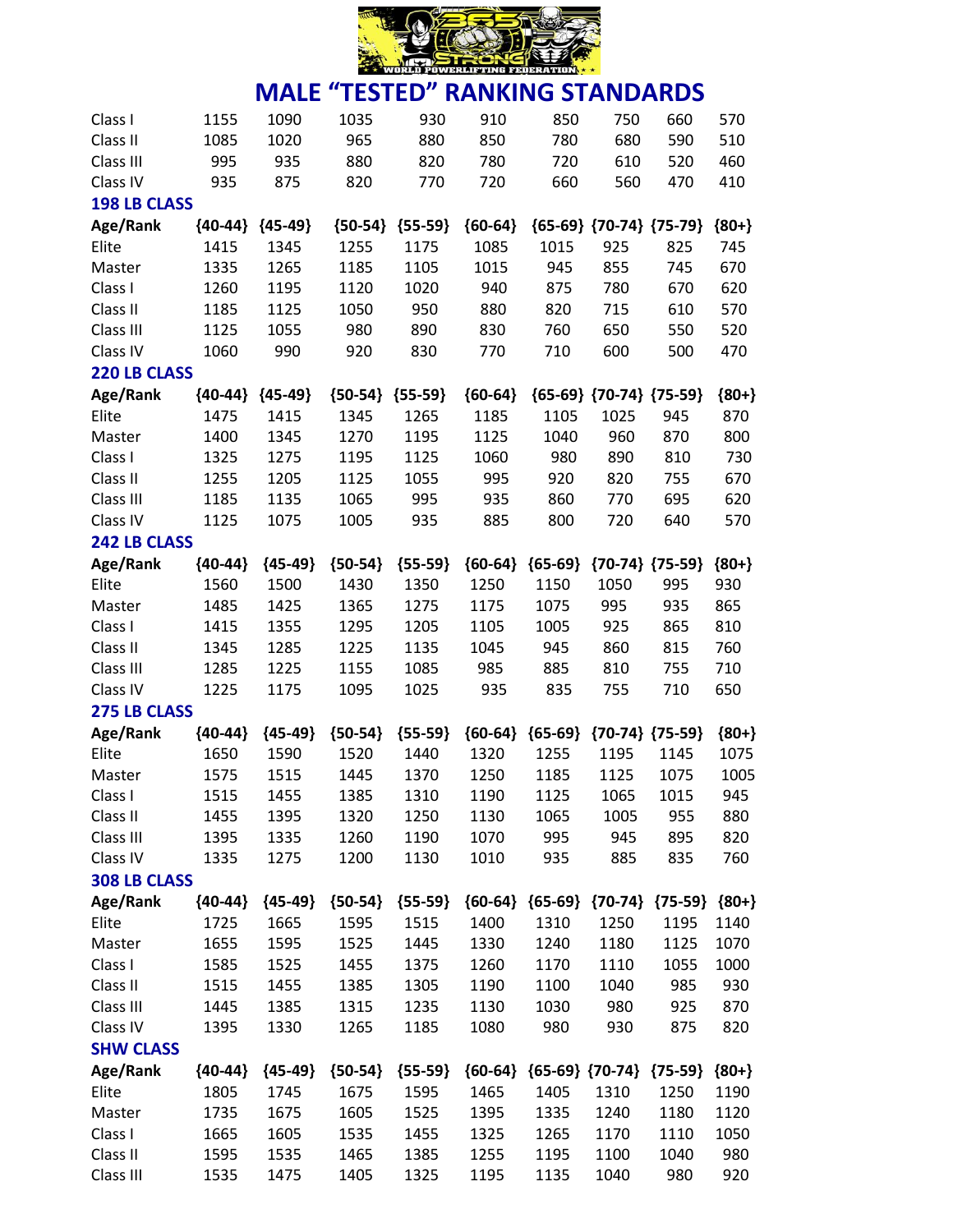# MALE "TESTED" RANKING STANDARDS

| | | | | | | | | | |
|---|---|---|---|---|---|---|---|---|---|
| Class I | 1155 | 1090 | 1035 | 930 | 910 | 850 | 750 | 660 | 570 |
| Class II | 1085 | 1020 | 965 | 880 | 850 | 780 | 680 | 590 | 510 |
| Class III | 995 | 935 | 880 | 820 | 780 | 720 | 610 | 520 | 460 |
| Class IV | 935 | 875 | 820 | 770 | 720 | 660 | 560 | 470 | 410 |

## 198 LB CLASS

| Age/Rank | {40-44} | {45-49} | {50-54} | {55-59} | {60-64} | {65-69} | {70-74} | {75-79} | {80+} |
|---|---|---|---|---|---|---|---|---|---|
| Elite | 1415 | 1345 | 1255 | 1175 | 1085 | 1015 | 925 | 825 | 745 |
| Master | 1335 | 1265 | 1185 | 1105 | 1015 | 945 | 855 | 745 | 670 |
| Class I | 1260 | 1195 | 1120 | 1020 | 940 | 875 | 780 | 670 | 620 |
| Class II | 1185 | 1125 | 1050 | 950 | 880 | 820 | 715 | 610 | 570 |
| Class III | 1125 | 1055 | 980 | 890 | 830 | 760 | 650 | 550 | 520 |
| Class IV | 1060 | 990 | 920 | 830 | 770 | 710 | 600 | 500 | 470 |

## 220 LB CLASS

| Age/Rank | {40-44} | {45-49} | {50-54} | {55-59} | {60-64} | {65-69} | {70-74} | {75-59} | {80+} |
|---|---|---|---|---|---|---|---|---|---|
| Elite | 1475 | 1415 | 1345 | 1265 | 1185 | 1105 | 1025 | 945 | 870 |
| Master | 1400 | 1345 | 1270 | 1195 | 1125 | 1040 | 960 | 870 | 800 |
| Class I | 1325 | 1275 | 1195 | 1125 | 1060 | 980 | 890 | 810 | 730 |
| Class II | 1255 | 1205 | 1125 | 1055 | 995 | 920 | 820 | 755 | 670 |
| Class III | 1185 | 1135 | 1065 | 995 | 935 | 860 | 770 | 695 | 620 |
| Class IV | 1125 | 1075 | 1005 | 935 | 885 | 800 | 720 | 640 | 570 |

## 242 LB CLASS

| Age/Rank | {40-44} | {45-49} | {50-54} | {55-59} | {60-64} | {65-69} | {70-74} | {75-59} | {80+} |
|---|---|---|---|---|---|---|---|---|---|
| Elite | 1560 | 1500 | 1430 | 1350 | 1250 | 1150 | 1050 | 995 | 930 |
| Master | 1485 | 1425 | 1365 | 1275 | 1175 | 1075 | 995 | 935 | 865 |
| Class I | 1415 | 1355 | 1295 | 1205 | 1105 | 1005 | 925 | 865 | 810 |
| Class II | 1345 | 1285 | 1225 | 1135 | 1045 | 945 | 860 | 815 | 760 |
| Class III | 1285 | 1225 | 1155 | 1085 | 985 | 885 | 810 | 755 | 710 |
| Class IV | 1225 | 1175 | 1095 | 1025 | 935 | 835 | 755 | 710 | 650 |

## 275 LB CLASS

| Age/Rank | {40-44} | {45-49} | {50-54} | {55-59} | {60-64} | {65-69} | {70-74} | {75-59} | {80+} |
|---|---|---|---|---|---|---|---|---|---|
| Elite | 1650 | 1590 | 1520 | 1440 | 1320 | 1255 | 1195 | 1145 | 1075 |
| Master | 1575 | 1515 | 1445 | 1370 | 1250 | 1185 | 1125 | 1075 | 1005 |
| Class I | 1515 | 1455 | 1385 | 1310 | 1190 | 1125 | 1065 | 1015 | 945 |
| Class II | 1455 | 1395 | 1320 | 1250 | 1130 | 1065 | 1005 | 955 | 880 |
| Class III | 1395 | 1335 | 1260 | 1190 | 1070 | 995 | 945 | 895 | 820 |
| Class IV | 1335 | 1275 | 1200 | 1130 | 1010 | 935 | 885 | 835 | 760 |

## 308 LB CLASS

| Age/Rank | {40-44} | {45-49} | {50-54} | {55-59} | {60-64} | {65-69} | {70-74} | {75-59} | {80+} |
|---|---|---|---|---|---|---|---|---|---|
| Elite | 1725 | 1665 | 1595 | 1515 | 1400 | 1310 | 1250 | 1195 | 1140 |
| Master | 1655 | 1595 | 1525 | 1445 | 1330 | 1240 | 1180 | 1125 | 1070 |
| Class I | 1585 | 1525 | 1455 | 1375 | 1260 | 1170 | 1110 | 1055 | 1000 |
| Class II | 1515 | 1455 | 1385 | 1305 | 1190 | 1100 | 1040 | 985 | 930 |
| Class III | 1445 | 1385 | 1315 | 1235 | 1130 | 1030 | 980 | 925 | 870 |
| Class IV | 1395 | 1330 | 1265 | 1185 | 1080 | 980 | 930 | 875 | 820 |

## SHW CLASS

| Age/Rank | {40-44} | {45-49} | {50-54} | {55-59} | {60-64} | {65-69} | {70-74} | {75-59} | {80+} |
|---|---|---|---|---|---|---|---|---|---|
| Elite | 1805 | 1745 | 1675 | 1595 | 1465 | 1405 | 1310 | 1250 | 1190 |
| Master | 1735 | 1675 | 1605 | 1525 | 1395 | 1335 | 1240 | 1180 | 1120 |
| Class I | 1665 | 1605 | 1535 | 1455 | 1325 | 1265 | 1170 | 1110 | 1050 |
| Class II | 1595 | 1535 | 1465 | 1385 | 1255 | 1195 | 1100 | 1040 | 980 |
| Class III | 1535 | 1475 | 1405 | 1325 | 1195 | 1135 | 1040 | 980 | 920 |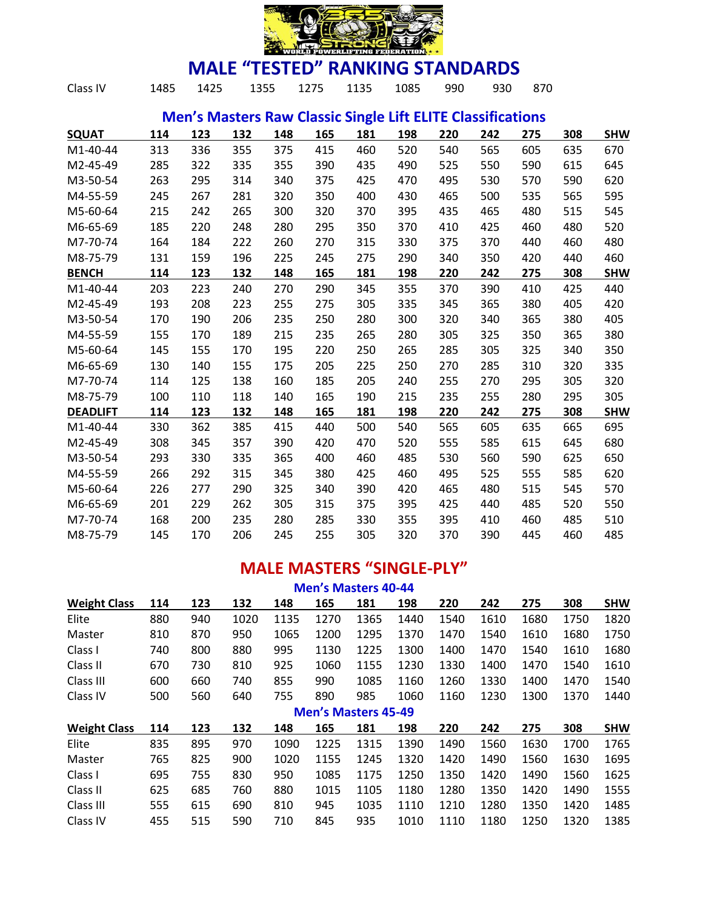# MALE "TESTED" RANKING STANDARDS

| Class IV | 1485 | 1425 | 1355 | 1275 | 1135 | 1085 | 990 | 930 | 870 |
|---|---|---|---|---|---|---|---|---|---|

## Men's Masters Raw Classic Single Lift ELITE Classifications

| SQUAT | 114 | 123 | 132 | 148 | 165 | 181 | 198 | 220 | 242 | 275 | 308 | SHW |
|---|---|---|---|---|---|---|---|---|---|---|---|---|
| M1-40-44 | 313 | 336 | 355 | 375 | 415 | 460 | 520 | 540 | 565 | 605 | 635 | 670 |
| M2-45-49 | 285 | 322 | 335 | 355 | 390 | 435 | 490 | 525 | 550 | 590 | 615 | 645 |
| M3-50-54 | 263 | 295 | 314 | 340 | 375 | 425 | 470 | 495 | 530 | 570 | 590 | 620 |
| M4-55-59 | 245 | 267 | 281 | 320 | 350 | 400 | 430 | 465 | 500 | 535 | 565 | 595 |
| M5-60-64 | 215 | 242 | 265 | 300 | 320 | 370 | 395 | 435 | 465 | 480 | 515 | 545 |
| M6-65-69 | 185 | 220 | 248 | 280 | 295 | 350 | 370 | 410 | 425 | 460 | 480 | 520 |
| M7-70-74 | 164 | 184 | 222 | 260 | 270 | 315 | 330 | 375 | 370 | 440 | 460 | 480 |
| M8-75-79 | 131 | 159 | 196 | 225 | 245 | 275 | 290 | 340 | 350 | 420 | 440 | 460 |
| **BENCH** | **114** | **123** | **132** | **148** | **165** | **181** | **198** | **220** | **242** | **275** | **308** | **SHW** |
| M1-40-44 | 203 | 223 | 240 | 270 | 290 | 345 | 355 | 370 | 390 | 410 | 425 | 440 |
| M2-45-49 | 193 | 208 | 223 | 255 | 275 | 305 | 335 | 345 | 365 | 380 | 405 | 420 |
| M3-50-54 | 170 | 190 | 206 | 235 | 250 | 280 | 300 | 320 | 340 | 365 | 380 | 405 |
| M4-55-59 | 155 | 170 | 189 | 215 | 235 | 265 | 280 | 305 | 325 | 350 | 365 | 380 |
| M5-60-64 | 145 | 155 | 170 | 195 | 220 | 250 | 265 | 285 | 305 | 325 | 340 | 350 |
| M6-65-69 | 130 | 140 | 155 | 175 | 205 | 225 | 250 | 270 | 285 | 310 | 320 | 335 |
| M7-70-74 | 114 | 125 | 138 | 160 | 185 | 205 | 240 | 255 | 270 | 295 | 305 | 320 |
| M8-75-79 | 100 | 110 | 118 | 140 | 165 | 190 | 215 | 235 | 255 | 280 | 295 | 305 |
| **DEADLIFT** | **114** | **123** | **132** | **148** | **165** | **181** | **198** | **220** | **242** | **275** | **308** | **SHW** |
| M1-40-44 | 330 | 362 | 385 | 415 | 440 | 500 | 540 | 565 | 605 | 635 | 665 | 695 |
| M2-45-49 | 308 | 345 | 357 | 390 | 420 | 470 | 520 | 555 | 585 | 615 | 645 | 680 |
| M3-50-54 | 293 | 330 | 335 | 365 | 400 | 460 | 485 | 530 | 560 | 590 | 625 | 650 |
| M4-55-59 | 266 | 292 | 315 | 345 | 380 | 425 | 460 | 495 | 525 | 555 | 585 | 620 |
| M5-60-64 | 226 | 277 | 290 | 325 | 340 | 390 | 420 | 465 | 480 | 515 | 545 | 570 |
| M6-65-69 | 201 | 229 | 262 | 305 | 315 | 375 | 395 | 425 | 440 | 485 | 520 | 550 |
| M7-70-74 | 168 | 200 | 235 | 280 | 285 | 330 | 355 | 395 | 410 | 460 | 485 | 510 |
| M8-75-79 | 145 | 170 | 206 | 245 | 255 | 305 | 320 | 370 | 390 | 445 | 460 | 485 |

# MALE MASTERS "SINGLE-PLY"

### Men's Masters 40-44

| Weight Class | 114 | 123 | 132 | 148 | 165 | 181 | 198 | 220 | 242 | 275 | 308 | SHW |
|---|---|---|---|---|---|---|---|---|---|---|---|---|
| Elite | 880 | 940 | 1020 | 1135 | 1270 | 1365 | 1440 | 1540 | 1610 | 1680 | 1750 | 1820 |
| Master | 810 | 870 | 950 | 1065 | 1200 | 1295 | 1370 | 1470 | 1540 | 1610 | 1680 | 1750 |
| Class I | 740 | 800 | 880 | 995 | 1130 | 1225 | 1300 | 1400 | 1470 | 1540 | 1610 | 1680 |
| Class II | 670 | 730 | 810 | 925 | 1060 | 1155 | 1230 | 1330 | 1400 | 1470 | 1540 | 1610 |
| Class III | 600 | 660 | 740 | 855 | 990 | 1085 | 1160 | 1260 | 1330 | 1400 | 1470 | 1540 |
| Class IV | 500 | 560 | 640 | 755 | 890 | 985 | 1060 | 1160 | 1230 | 1300 | 1370 | 1440 |

### Men's Masters 45-49

| Weight Class | 114 | 123 | 132 | 148 | 165 | 181 | 198 | 220 | 242 | 275 | 308 | SHW |
|---|---|---|---|---|---|---|---|---|---|---|---|---|
| Elite | 835 | 895 | 970 | 1090 | 1225 | 1315 | 1390 | 1490 | 1560 | 1630 | 1700 | 1765 |
| Master | 765 | 825 | 900 | 1020 | 1155 | 1245 | 1320 | 1420 | 1490 | 1560 | 1630 | 1695 |
| Class I | 695 | 755 | 830 | 950 | 1085 | 1175 | 1250 | 1350 | 1420 | 1490 | 1560 | 1625 |
| Class II | 625 | 685 | 760 | 880 | 1015 | 1105 | 1180 | 1280 | 1350 | 1420 | 1490 | 1555 |
| Class III | 555 | 615 | 690 | 810 | 945 | 1035 | 1110 | 1210 | 1280 | 1350 | 1420 | 1485 |
| Class IV | 455 | 515 | 590 | 710 | 845 | 935 | 1010 | 1110 | 1180 | 1250 | 1320 | 1385 |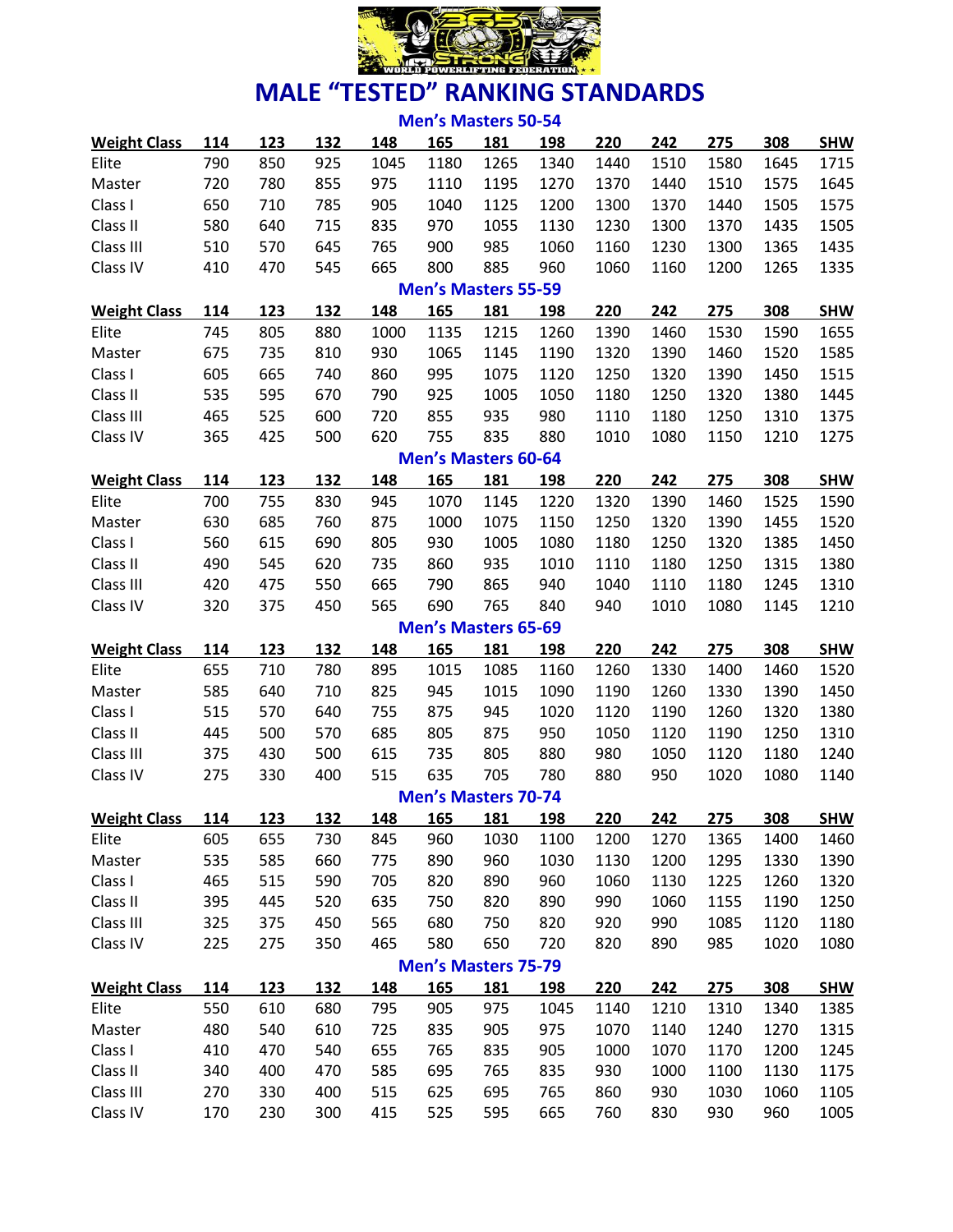# MALE "TESTED" RANKING STANDARDS

## Men's Masters 50-54

| Weight Class | 114 | 123 | 132 | 148 | 165 | 181 | 198 | 220 | 242 | 275 | 308 | SHW |
|---|---|---|---|---|---|---|---|---|---|---|---|---|
| Elite | 790 | 850 | 925 | 1045 | 1180 | 1265 | 1340 | 1440 | 1510 | 1580 | 1645 | 1715 |
| Master | 720 | 780 | 855 | 975 | 1110 | 1195 | 1270 | 1370 | 1440 | 1510 | 1575 | 1645 |
| Class I | 650 | 710 | 785 | 905 | 1040 | 1125 | 1200 | 1300 | 1370 | 1440 | 1505 | 1575 |
| Class II | 580 | 640 | 715 | 835 | 970 | 1055 | 1130 | 1230 | 1300 | 1370 | 1435 | 1505 |
| Class III | 510 | 570 | 645 | 765 | 900 | 985 | 1060 | 1160 | 1230 | 1300 | 1365 | 1435 |
| Class IV | 410 | 470 | 545 | 665 | 800 | 885 | 960 | 1060 | 1160 | 1200 | 1265 | 1335 |

## Men's Masters 55-59

| Weight Class | 114 | 123 | 132 | 148 | 165 | 181 | 198 | 220 | 242 | 275 | 308 | SHW |
|---|---|---|---|---|---|---|---|---|---|---|---|---|
| Elite | 745 | 805 | 880 | 1000 | 1135 | 1215 | 1260 | 1390 | 1460 | 1530 | 1590 | 1655 |
| Master | 675 | 735 | 810 | 930 | 1065 | 1145 | 1190 | 1320 | 1390 | 1460 | 1520 | 1585 |
| Class I | 605 | 665 | 740 | 860 | 995 | 1075 | 1120 | 1250 | 1320 | 1390 | 1450 | 1515 |
| Class II | 535 | 595 | 670 | 790 | 925 | 1005 | 1050 | 1180 | 1250 | 1320 | 1380 | 1445 |
| Class III | 465 | 525 | 600 | 720 | 855 | 935 | 980 | 1110 | 1180 | 1250 | 1310 | 1375 |
| Class IV | 365 | 425 | 500 | 620 | 755 | 835 | 880 | 1010 | 1080 | 1150 | 1210 | 1275 |

## Men's Masters 60-64

| Weight Class | 114 | 123 | 132 | 148 | 165 | 181 | 198 | 220 | 242 | 275 | 308 | SHW |
|---|---|---|---|---|---|---|---|---|---|---|---|---|
| Elite | 700 | 755 | 830 | 945 | 1070 | 1145 | 1220 | 1320 | 1390 | 1460 | 1525 | 1590 |
| Master | 630 | 685 | 760 | 875 | 1000 | 1075 | 1150 | 1250 | 1320 | 1390 | 1455 | 1520 |
| Class I | 560 | 615 | 690 | 805 | 930 | 1005 | 1080 | 1180 | 1250 | 1320 | 1385 | 1450 |
| Class II | 490 | 545 | 620 | 735 | 860 | 935 | 1010 | 1110 | 1180 | 1250 | 1315 | 1380 |
| Class III | 420 | 475 | 550 | 665 | 790 | 865 | 940 | 1040 | 1110 | 1180 | 1245 | 1310 |
| Class IV | 320 | 375 | 450 | 565 | 690 | 765 | 840 | 940 | 1010 | 1080 | 1145 | 1210 |

## Men's Masters 65-69

| Weight Class | 114 | 123 | 132 | 148 | 165 | 181 | 198 | 220 | 242 | 275 | 308 | SHW |
|---|---|---|---|---|---|---|---|---|---|---|---|---|
| Elite | 655 | 710 | 780 | 895 | 1015 | 1085 | 1160 | 1260 | 1330 | 1400 | 1460 | 1520 |
| Master | 585 | 640 | 710 | 825 | 945 | 1015 | 1090 | 1190 | 1260 | 1330 | 1390 | 1450 |
| Class I | 515 | 570 | 640 | 755 | 875 | 945 | 1020 | 1120 | 1190 | 1260 | 1320 | 1380 |
| Class II | 445 | 500 | 570 | 685 | 805 | 875 | 950 | 1050 | 1120 | 1190 | 1250 | 1310 |
| Class III | 375 | 430 | 500 | 615 | 735 | 805 | 880 | 980 | 1050 | 1120 | 1180 | 1240 |
| Class IV | 275 | 330 | 400 | 515 | 635 | 705 | 780 | 880 | 950 | 1020 | 1080 | 1140 |

## Men's Masters 70-74

| Weight Class | 114 | 123 | 132 | 148 | 165 | 181 | 198 | 220 | 242 | 275 | 308 | SHW |
|---|---|---|---|---|---|---|---|---|---|---|---|---|
| Elite | 605 | 655 | 730 | 845 | 960 | 1030 | 1100 | 1200 | 1270 | 1365 | 1400 | 1460 |
| Master | 535 | 585 | 660 | 775 | 890 | 960 | 1030 | 1130 | 1200 | 1295 | 1330 | 1390 |
| Class I | 465 | 515 | 590 | 705 | 820 | 890 | 960 | 1060 | 1130 | 1225 | 1260 | 1320 |
| Class II | 395 | 445 | 520 | 635 | 750 | 820 | 890 | 990 | 1060 | 1155 | 1190 | 1250 |
| Class III | 325 | 375 | 450 | 565 | 680 | 750 | 820 | 920 | 990 | 1085 | 1120 | 1180 |
| Class IV | 225 | 275 | 350 | 465 | 580 | 650 | 720 | 820 | 890 | 985 | 1020 | 1080 |

## Men's Masters 75-79

| Weight Class | 114 | 123 | 132 | 148 | 165 | 181 | 198 | 220 | 242 | 275 | 308 | SHW |
|---|---|---|---|---|---|---|---|---|---|---|---|---|
| Elite | 550 | 610 | 680 | 795 | 905 | 975 | 1045 | 1140 | 1210 | 1310 | 1340 | 1385 |
| Master | 480 | 540 | 610 | 725 | 835 | 905 | 975 | 1070 | 1140 | 1240 | 1270 | 1315 |
| Class I | 410 | 470 | 540 | 655 | 765 | 835 | 905 | 1000 | 1070 | 1170 | 1200 | 1245 |
| Class II | 340 | 400 | 470 | 585 | 695 | 765 | 835 | 930 | 1000 | 1100 | 1130 | 1175 |
| Class III | 270 | 330 | 400 | 515 | 625 | 695 | 765 | 860 | 930 | 1030 | 1060 | 1105 |
| Class IV | 170 | 230 | 300 | 415 | 525 | 595 | 665 | 760 | 830 | 930 | 960 | 1005 |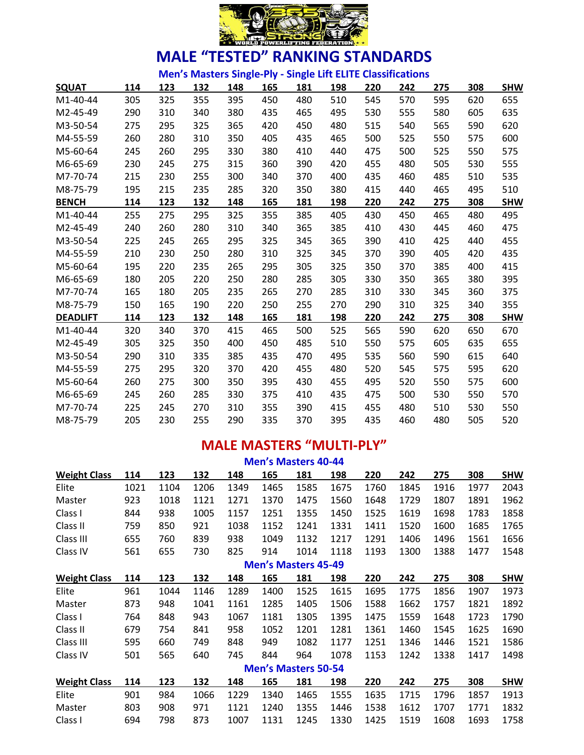# MALE "TESTED" RANKING STANDARDS

## Men's Masters Single-Ply - Single Lift ELITE Classifications

| SQUAT | 114 | 123 | 132 | 148 | 165 | 181 | 198 | 220 | 242 | 275 | 308 | SHW |
|---|---|---|---|---|---|---|---|---|---|---|---|---|
| M1-40-44 | 305 | 325 | 355 | 395 | 450 | 480 | 510 | 545 | 570 | 595 | 620 | 655 |
| M2-45-49 | 290 | 310 | 340 | 380 | 435 | 465 | 495 | 530 | 555 | 580 | 605 | 635 |
| M3-50-54 | 275 | 295 | 325 | 365 | 420 | 450 | 480 | 515 | 540 | 565 | 590 | 620 |
| M4-55-59 | 260 | 280 | 310 | 350 | 405 | 435 | 465 | 500 | 525 | 550 | 575 | 600 |
| M5-60-64 | 245 | 260 | 295 | 330 | 380 | 410 | 440 | 475 | 500 | 525 | 550 | 575 |
| M6-65-69 | 230 | 245 | 275 | 315 | 360 | 390 | 420 | 455 | 480 | 505 | 530 | 555 |
| M7-70-74 | 215 | 230 | 255 | 300 | 340 | 370 | 400 | 435 | 460 | 485 | 510 | 535 |
| M8-75-79 | 195 | 215 | 235 | 285 | 320 | 350 | 380 | 415 | 440 | 465 | 495 | 510 |
| **BENCH** | **114** | **123** | **132** | **148** | **165** | **181** | **198** | **220** | **242** | **275** | **308** | **SHW** |
| M1-40-44 | 255 | 275 | 295 | 325 | 355 | 385 | 405 | 430 | 450 | 465 | 480 | 495 |
| M2-45-49 | 240 | 260 | 280 | 310 | 340 | 365 | 385 | 410 | 430 | 445 | 460 | 475 |
| M3-50-54 | 225 | 245 | 265 | 295 | 325 | 345 | 365 | 390 | 410 | 425 | 440 | 455 |
| M4-55-59 | 210 | 230 | 250 | 280 | 310 | 325 | 345 | 370 | 390 | 405 | 420 | 435 |
| M5-60-64 | 195 | 220 | 235 | 265 | 295 | 305 | 325 | 350 | 370 | 385 | 400 | 415 |
| M6-65-69 | 180 | 205 | 220 | 250 | 280 | 285 | 305 | 330 | 350 | 365 | 380 | 395 |
| M7-70-74 | 165 | 180 | 205 | 235 | 265 | 270 | 285 | 310 | 330 | 345 | 360 | 375 |
| M8-75-79 | 150 | 165 | 190 | 220 | 250 | 255 | 270 | 290 | 310 | 325 | 340 | 355 |
| **DEADLIFT** | **114** | **123** | **132** | **148** | **165** | **181** | **198** | **220** | **242** | **275** | **308** | **SHW** |
| M1-40-44 | 320 | 340 | 370 | 415 | 465 | 500 | 525 | 565 | 590 | 620 | 650 | 670 |
| M2-45-49 | 305 | 325 | 350 | 400 | 450 | 485 | 510 | 550 | 575 | 605 | 635 | 655 |
| M3-50-54 | 290 | 310 | 335 | 385 | 435 | 470 | 495 | 535 | 560 | 590 | 615 | 640 |
| M4-55-59 | 275 | 295 | 320 | 370 | 420 | 455 | 480 | 520 | 545 | 575 | 595 | 620 |
| M5-60-64 | 260 | 275 | 300 | 350 | 395 | 430 | 455 | 495 | 520 | 550 | 575 | 600 |
| M6-65-69 | 245 | 260 | 285 | 330 | 375 | 410 | 435 | 475 | 500 | 530 | 550 | 570 |
| M7-70-74 | 225 | 245 | 270 | 310 | 355 | 390 | 415 | 455 | 480 | 510 | 530 | 550 |
| M8-75-79 | 205 | 230 | 255 | 290 | 335 | 370 | 395 | 435 | 460 | 480 | 505 | 520 |

# MALE MASTERS "MULTI-PLY"

## Men's Masters 40-44

| Weight Class | 114 | 123 | 132 | 148 | 165 | 181 | 198 | 220 | 242 | 275 | 308 | SHW |
|---|---|---|---|---|---|---|---|---|---|---|---|---|
| Elite | 1021 | 1104 | 1206 | 1349 | 1465 | 1585 | 1675 | 1760 | 1845 | 1916 | 1977 | 2043 |
| Master | 923 | 1018 | 1121 | 1271 | 1370 | 1475 | 1560 | 1648 | 1729 | 1807 | 1891 | 1962 |
| Class I | 844 | 938 | 1005 | 1157 | 1251 | 1355 | 1450 | 1525 | 1619 | 1698 | 1783 | 1858 |
| Class II | 759 | 850 | 921 | 1038 | 1152 | 1241 | 1331 | 1411 | 1520 | 1600 | 1685 | 1765 |
| Class III | 655 | 760 | 839 | 938 | 1049 | 1132 | 1217 | 1291 | 1406 | 1496 | 1561 | 1656 |
| Class IV | 561 | 655 | 730 | 825 | 914 | 1014 | 1118 | 1193 | 1300 | 1388 | 1477 | 1548 |

## Men's Masters 45-49

| Weight Class | 114 | 123 | 132 | 148 | 165 | 181 | 198 | 220 | 242 | 275 | 308 | SHW |
|---|---|---|---|---|---|---|---|---|---|---|---|---|
| Elite | 961 | 1044 | 1146 | 1289 | 1400 | 1525 | 1615 | 1695 | 1775 | 1856 | 1907 | 1973 |
| Master | 873 | 948 | 1041 | 1161 | 1285 | 1405 | 1506 | 1588 | 1662 | 1757 | 1821 | 1892 |
| Class I | 764 | 848 | 943 | 1067 | 1181 | 1305 | 1395 | 1475 | 1559 | 1648 | 1723 | 1790 |
| Class II | 679 | 754 | 841 | 958 | 1052 | 1201 | 1281 | 1361 | 1460 | 1545 | 1625 | 1690 |
| Class III | 595 | 660 | 749 | 848 | 949 | 1082 | 1177 | 1251 | 1346 | 1446 | 1521 | 1586 |
| Class IV | 501 | 565 | 640 | 745 | 844 | 964 | 1078 | 1153 | 1242 | 1338 | 1417 | 1498 |

## Men's Masters 50-54

| Weight Class | 114 | 123 | 132 | 148 | 165 | 181 | 198 | 220 | 242 | 275 | 308 | SHW |
|---|---|---|---|---|---|---|---|---|---|---|---|---|
| Elite | 901 | 984 | 1066 | 1229 | 1340 | 1465 | 1555 | 1635 | 1715 | 1796 | 1857 | 1913 |
| Master | 803 | 908 | 971 | 1121 | 1240 | 1355 | 1446 | 1538 | 1612 | 1707 | 1771 | 1832 |
| Class I | 694 | 798 | 873 | 1007 | 1131 | 1245 | 1330 | 1425 | 1519 | 1608 | 1693 | 1758 |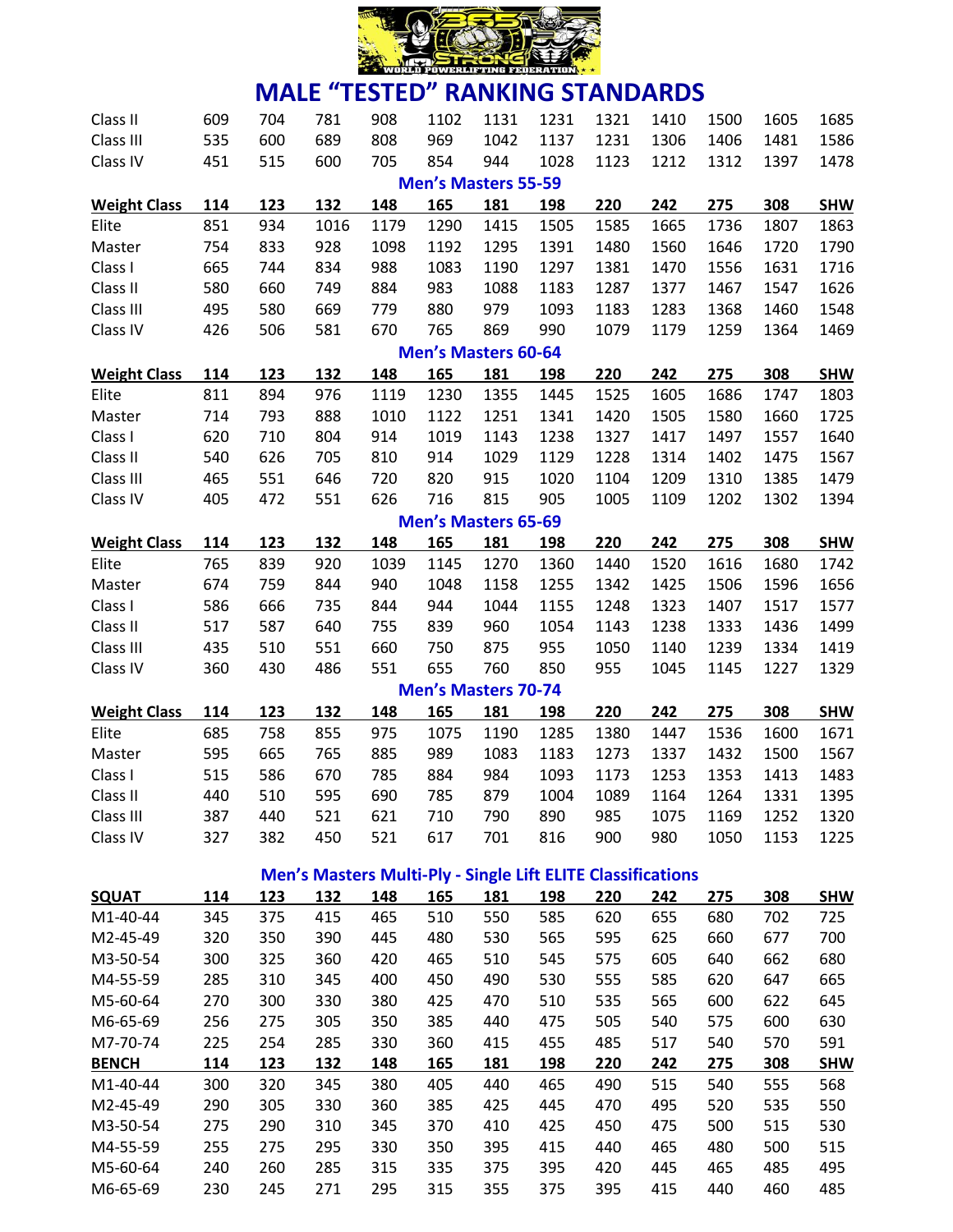# MALE "TESTED" RANKING STANDARDS

| | | | | | | | | | | | | |
|---|---|---|---|---|---|---|---|---|---|---|---|---|
| Class II | 609 | 704 | 781 | 908 | 1102 | 1131 | 1231 | 1321 | 1410 | 1500 | 1605 | 1685 |
| Class III | 535 | 600 | 689 | 808 | 969 | 1042 | 1137 | 1231 | 1306 | 1406 | 1481 | 1586 |
| Class IV | 451 | 515 | 600 | 705 | 854 | 944 | 1028 | 1123 | 1212 | 1312 | 1397 | 1478 |

## Men's Masters 55-59

| Weight Class | 114 | 123 | 132 | 148 | 165 | 181 | 198 | 220 | 242 | 275 | 308 | SHW |
|---|---|---|---|---|---|---|---|---|---|---|---|---|
| Elite | 851 | 934 | 1016 | 1179 | 1290 | 1415 | 1505 | 1585 | 1665 | 1736 | 1807 | 1863 |
| Master | 754 | 833 | 928 | 1098 | 1192 | 1295 | 1391 | 1480 | 1560 | 1646 | 1720 | 1790 |
| Class I | 665 | 744 | 834 | 988 | 1083 | 1190 | 1297 | 1381 | 1470 | 1556 | 1631 | 1716 |
| Class II | 580 | 660 | 749 | 884 | 983 | 1088 | 1183 | 1287 | 1377 | 1467 | 1547 | 1626 |
| Class III | 495 | 580 | 669 | 779 | 880 | 979 | 1093 | 1183 | 1283 | 1368 | 1460 | 1548 |
| Class IV | 426 | 506 | 581 | 670 | 765 | 869 | 990 | 1079 | 1179 | 1259 | 1364 | 1469 |

## Men's Masters 60-64

| Weight Class | 114 | 123 | 132 | 148 | 165 | 181 | 198 | 220 | 242 | 275 | 308 | SHW |
|---|---|---|---|---|---|---|---|---|---|---|---|---|
| Elite | 811 | 894 | 976 | 1119 | 1230 | 1355 | 1445 | 1525 | 1605 | 1686 | 1747 | 1803 |
| Master | 714 | 793 | 888 | 1010 | 1122 | 1251 | 1341 | 1420 | 1505 | 1580 | 1660 | 1725 |
| Class I | 620 | 710 | 804 | 914 | 1019 | 1143 | 1238 | 1327 | 1417 | 1497 | 1557 | 1640 |
| Class II | 540 | 626 | 705 | 810 | 914 | 1029 | 1129 | 1228 | 1314 | 1402 | 1475 | 1567 |
| Class III | 465 | 551 | 646 | 720 | 820 | 915 | 1020 | 1104 | 1209 | 1310 | 1385 | 1479 |
| Class IV | 405 | 472 | 551 | 626 | 716 | 815 | 905 | 1005 | 1109 | 1202 | 1302 | 1394 |

## Men's Masters 65-69

| Weight Class | 114 | 123 | 132 | 148 | 165 | 181 | 198 | 220 | 242 | 275 | 308 | SHW |
|---|---|---|---|---|---|---|---|---|---|---|---|---|
| Elite | 765 | 839 | 920 | 1039 | 1145 | 1270 | 1360 | 1440 | 1520 | 1616 | 1680 | 1742 |
| Master | 674 | 759 | 844 | 940 | 1048 | 1158 | 1255 | 1342 | 1425 | 1506 | 1596 | 1656 |
| Class I | 586 | 666 | 735 | 844 | 944 | 1044 | 1155 | 1248 | 1323 | 1407 | 1517 | 1577 |
| Class II | 517 | 587 | 640 | 755 | 839 | 960 | 1054 | 1143 | 1238 | 1333 | 1436 | 1499 |
| Class III | 435 | 510 | 551 | 660 | 750 | 875 | 955 | 1050 | 1140 | 1239 | 1334 | 1419 |
| Class IV | 360 | 430 | 486 | 551 | 655 | 760 | 850 | 955 | 1045 | 1145 | 1227 | 1329 |

## Men's Masters 70-74

| Weight Class | 114 | 123 | 132 | 148 | 165 | 181 | 198 | 220 | 242 | 275 | 308 | SHW |
|---|---|---|---|---|---|---|---|---|---|---|---|---|
| Elite | 685 | 758 | 855 | 975 | 1075 | 1190 | 1285 | 1380 | 1447 | 1536 | 1600 | 1671 |
| Master | 595 | 665 | 765 | 885 | 989 | 1083 | 1183 | 1273 | 1337 | 1432 | 1500 | 1567 |
| Class I | 515 | 586 | 670 | 785 | 884 | 984 | 1093 | 1173 | 1253 | 1353 | 1413 | 1483 |
| Class II | 440 | 510 | 595 | 690 | 785 | 879 | 1004 | 1089 | 1164 | 1264 | 1331 | 1395 |
| Class III | 387 | 440 | 521 | 621 | 710 | 790 | 890 | 985 | 1075 | 1169 | 1252 | 1320 |
| Class IV | 327 | 382 | 450 | 521 | 617 | 701 | 816 | 900 | 980 | 1050 | 1153 | 1225 |

## Men's Masters Multi-Ply - Single Lift ELITE Classifications

| SQUAT | 114 | 123 | 132 | 148 | 165 | 181 | 198 | 220 | 242 | 275 | 308 | SHW |
|---|---|---|---|---|---|---|---|---|---|---|---|---|
| M1-40-44 | 345 | 375 | 415 | 465 | 510 | 550 | 585 | 620 | 655 | 680 | 702 | 725 |
| M2-45-49 | 320 | 350 | 390 | 445 | 480 | 530 | 565 | 595 | 625 | 660 | 677 | 700 |
| M3-50-54 | 300 | 325 | 360 | 420 | 465 | 510 | 545 | 575 | 605 | 640 | 662 | 680 |
| M4-55-59 | 285 | 310 | 345 | 400 | 450 | 490 | 530 | 555 | 585 | 620 | 647 | 665 |
| M5-60-64 | 270 | 300 | 330 | 380 | 425 | 470 | 510 | 535 | 565 | 600 | 622 | 645 |
| M6-65-69 | 256 | 275 | 305 | 350 | 385 | 440 | 475 | 505 | 540 | 575 | 600 | 630 |
| M7-70-74 | 225 | 254 | 285 | 330 | 360 | 415 | 455 | 485 | 517 | 540 | 570 | 591 |
| **BENCH** | **114** | **123** | **132** | **148** | **165** | **181** | **198** | **220** | **242** | **275** | **308** | **SHW** |
| M1-40-44 | 300 | 320 | 345 | 380 | 405 | 440 | 465 | 490 | 515 | 540 | 555 | 568 |
| M2-45-49 | 290 | 305 | 330 | 360 | 385 | 425 | 445 | 470 | 495 | 520 | 535 | 550 |
| M3-50-54 | 275 | 290 | 310 | 345 | 370 | 410 | 425 | 450 | 475 | 500 | 515 | 530 |
| M4-55-59 | 255 | 275 | 295 | 330 | 350 | 395 | 415 | 440 | 465 | 480 | 500 | 515 |
| M5-60-64 | 240 | 260 | 285 | 315 | 335 | 375 | 395 | 420 | 445 | 465 | 485 | 495 |
| M6-65-69 | 230 | 245 | 271 | 295 | 315 | 355 | 375 | 395 | 415 | 440 | 460 | 485 |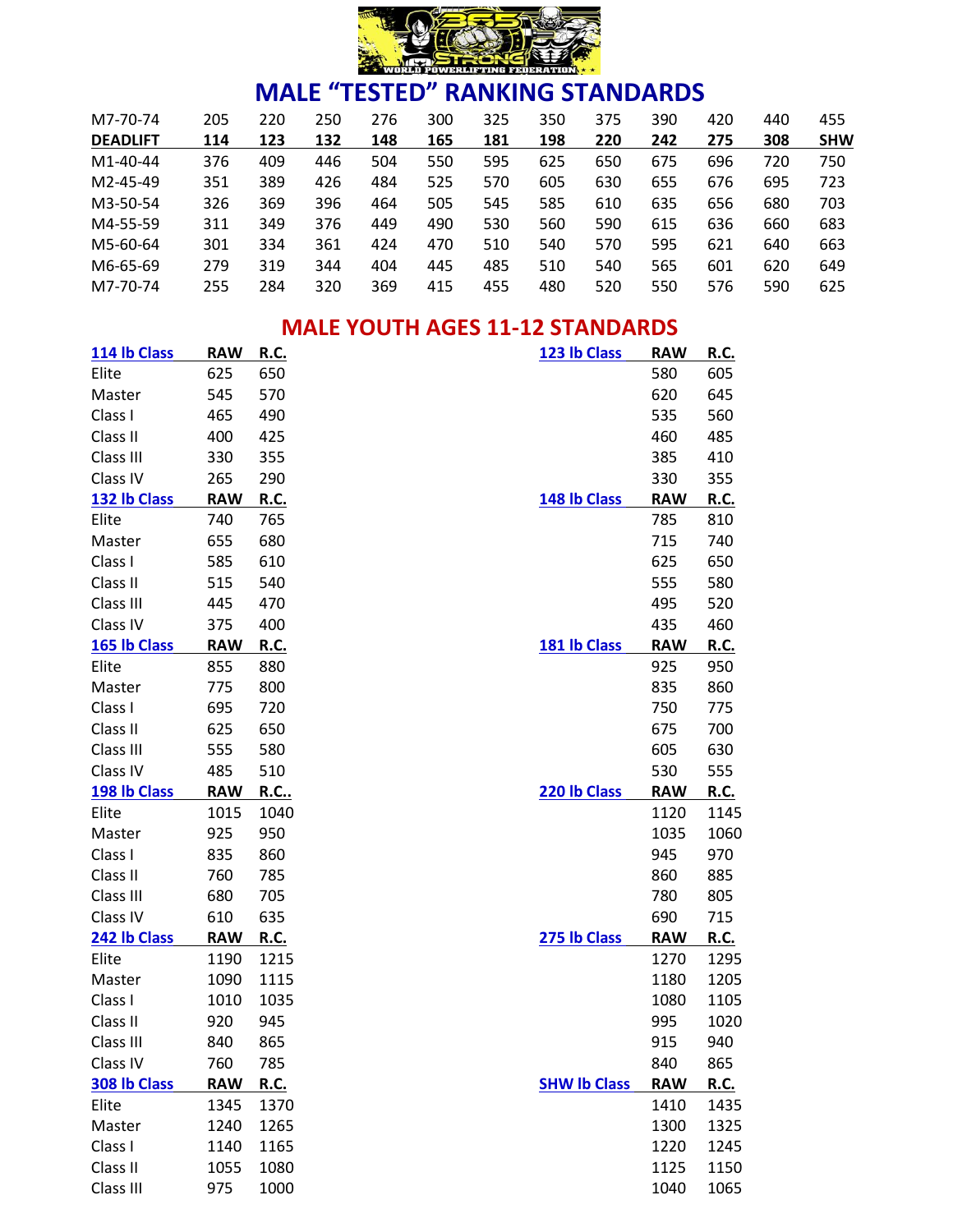# MALE "TESTED" RANKING STANDARDS

| M7-70-74 | 205 | 220 | 250 | 276 | 300 | 325 | 350 | 375 | 390 | 420 | 440 | 455 |
|---|---|---|---|---|---|---|---|---|---|---|---|---|
| **DEADLIFT** | **114** | **123** | **132** | **148** | **165** | **181** | **198** | **220** | **242** | **275** | **308** | **SHW** |
| M1-40-44 | 376 | 409 | 446 | 504 | 550 | 595 | 625 | 650 | 675 | 696 | 720 | 750 |
| M2-45-49 | 351 | 389 | 426 | 484 | 525 | 570 | 605 | 630 | 655 | 676 | 695 | 723 |
| M3-50-54 | 326 | 369 | 396 | 464 | 505 | 545 | 585 | 610 | 635 | 656 | 680 | 703 |
| M4-55-59 | 311 | 349 | 376 | 449 | 490 | 530 | 560 | 590 | 615 | 636 | 660 | 683 |
| M5-60-64 | 301 | 334 | 361 | 424 | 470 | 510 | 540 | 570 | 595 | 621 | 640 | 663 |
| M6-65-69 | 279 | 319 | 344 | 404 | 445 | 485 | 510 | 540 | 565 | 601 | 620 | 649 |
| M7-70-74 | 255 | 284 | 320 | 369 | 415 | 455 | 480 | 520 | 550 | 576 | 590 | 625 |

## MALE YOUTH AGES 11-12 STANDARDS

| 114 lb Class | RAW | R.C. | 123 lb Class | RAW | R.C. |
|---|---|---|---|---|---|
| Elite | 625 | 650 | | 580 | 605 |
| Master | 545 | 570 | | 620 | 645 |
| Class I | 465 | 490 | | 535 | 560 |
| Class II | 400 | 425 | | 460 | 485 |
| Class III | 330 | 355 | | 385 | 410 |
| Class IV | 265 | 290 | | 330 | 355 |
| **132 lb Class** | **RAW** | **R.C.** | **148 lb Class** | **RAW** | **R.C.** |
| Elite | 740 | 765 | | 785 | 810 |
| Master | 655 | 680 | | 715 | 740 |
| Class I | 585 | 610 | | 625 | 650 |
| Class II | 515 | 540 | | 555 | 580 |
| Class III | 445 | 470 | | 495 | 520 |
| Class IV | 375 | 400 | | 435 | 460 |
| **165 lb Class** | **RAW** | **R.C.** | **181 lb Class** | **RAW** | **R.C.** |
| Elite | 855 | 880 | | 925 | 950 |
| Master | 775 | 800 | | 835 | 860 |
| Class I | 695 | 720 | | 750 | 775 |
| Class II | 625 | 650 | | 675 | 700 |
| Class III | 555 | 580 | | 605 | 630 |
| Class IV | 485 | 510 | | 530 | 555 |
| **198 lb Class** | **RAW** | **R.C..** | **220 lb Class** | **RAW** | **R.C.** |
| Elite | 1015 | 1040 | | 1120 | 1145 |
| Master | 925 | 950 | | 1035 | 1060 |
| Class I | 835 | 860 | | 945 | 970 |
| Class II | 760 | 785 | | 860 | 885 |
| Class III | 680 | 705 | | 780 | 805 |
| Class IV | 610 | 635 | | 690 | 715 |
| **242 lb Class** | **RAW** | **R.C.** | **275 lb Class** | **RAW** | **R.C.** |
| Elite | 1190 | 1215 | | 1270 | 1295 |
| Master | 1090 | 1115 | | 1180 | 1205 |
| Class I | 1010 | 1035 | | 1080 | 1105 |
| Class II | 920 | 945 | | 995 | 1020 |
| Class III | 840 | 865 | | 915 | 940 |
| Class IV | 760 | 785 | | 840 | 865 |
| **308 lb Class** | **RAW** | **R.C.** | **SHW lb Class** | **RAW** | **R.C.** |
| Elite | 1345 | 1370 | | 1410 | 1435 |
| Master | 1240 | 1265 | | 1300 | 1325 |
| Class I | 1140 | 1165 | | 1220 | 1245 |
| Class II | 1055 | 1080 | | 1125 | 1150 |
| Class III | 975 | 1000 | | 1040 | 1065 |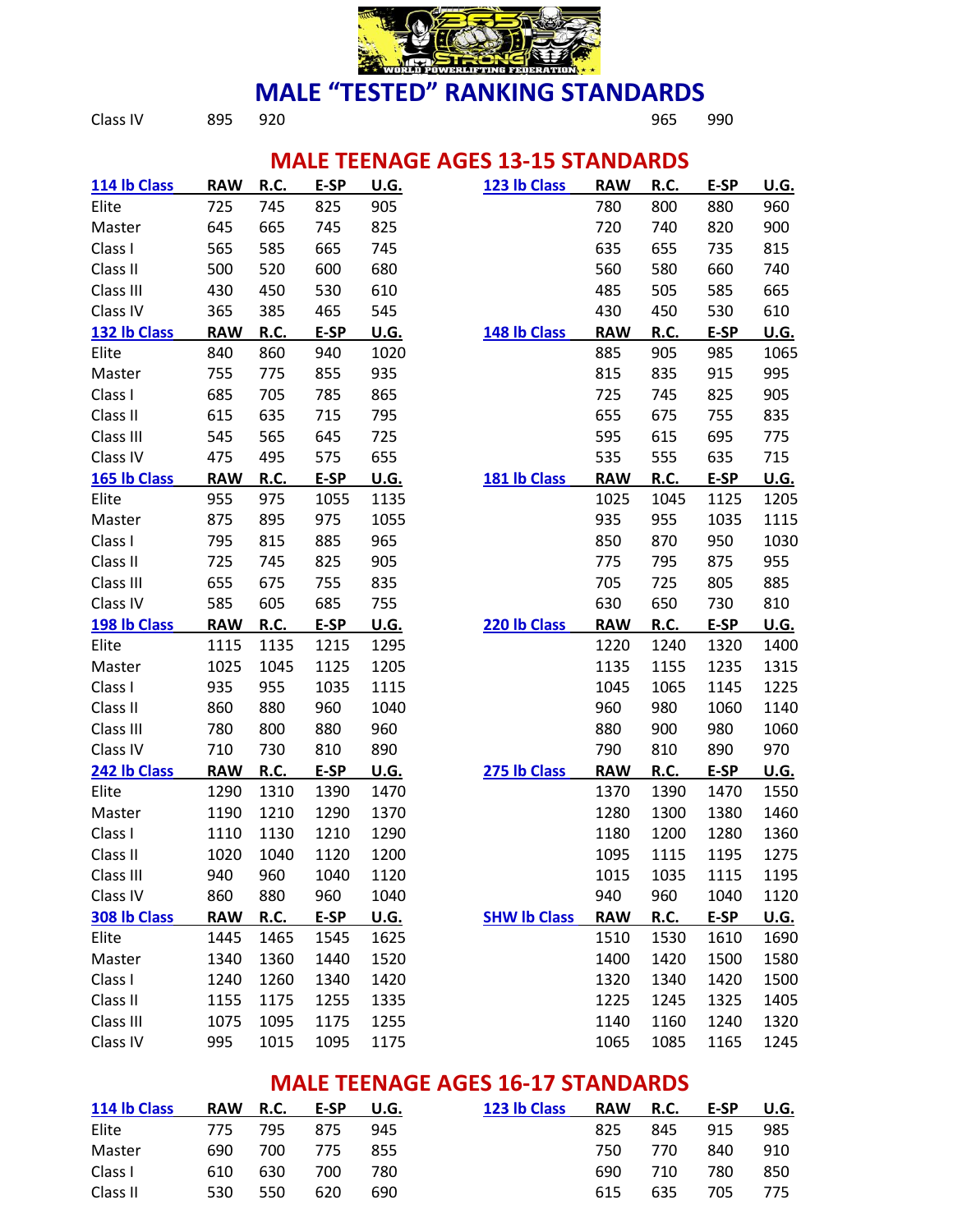# MALE "TESTED" RANKING STANDARDS

| Class IV | 895 | 920 | | | | 965 | 990 |
|---|---|---|---|---|---|---|---|

## MALE TEENAGE AGES 13-15 STANDARDS

| 114 lb Class | RAW | R.C. | E-SP | U.G. | 123 lb Class | RAW | R.C. | E-SP | U.G. |
|---|---|---|---|---|---|---|---|---|---|
| Elite | 725 | 745 | 825 | 905 | | 780 | 800 | 880 | 960 |
| Master | 645 | 665 | 745 | 825 | | 720 | 740 | 820 | 900 |
| Class I | 565 | 585 | 665 | 745 | | 635 | 655 | 735 | 815 |
| Class II | 500 | 520 | 600 | 680 | | 560 | 580 | 660 | 740 |
| Class III | 430 | 450 | 530 | 610 | | 485 | 505 | 585 | 665 |
| Class IV | 365 | 385 | 465 | 545 | | 430 | 450 | 530 | 610 |
| **132 lb Class** | **RAW** | **R.C.** | **E-SP** | **U.G.** | **148 lb Class** | **RAW** | **R.C.** | **E-SP** | **U.G.** |
| Elite | 840 | 860 | 940 | 1020 | | 885 | 905 | 985 | 1065 |
| Master | 755 | 775 | 855 | 935 | | 815 | 835 | 915 | 995 |
| Class I | 685 | 705 | 785 | 865 | | 725 | 745 | 825 | 905 |
| Class II | 615 | 635 | 715 | 795 | | 655 | 675 | 755 | 835 |
| Class III | 545 | 565 | 645 | 725 | | 595 | 615 | 695 | 775 |
| Class IV | 475 | 495 | 575 | 655 | | 535 | 555 | 635 | 715 |
| **165 lb Class** | **RAW** | **R.C.** | **E-SP** | **U.G.** | **181 lb Class** | **RAW** | **R.C.** | **E-SP** | **U.G.** |
| Elite | 955 | 975 | 1055 | 1135 | | 1025 | 1045 | 1125 | 1205 |
| Master | 875 | 895 | 975 | 1055 | | 935 | 955 | 1035 | 1115 |
| Class I | 795 | 815 | 885 | 965 | | 850 | 870 | 950 | 1030 |
| Class II | 725 | 745 | 825 | 905 | | 775 | 795 | 875 | 955 |
| Class III | 655 | 675 | 755 | 835 | | 705 | 725 | 805 | 885 |
| Class IV | 585 | 605 | 685 | 755 | | 630 | 650 | 730 | 810 |
| **198 lb Class** | **RAW** | **R.C.** | **E-SP** | **U.G.** | **220 lb Class** | **RAW** | **R.C.** | **E-SP** | **U.G.** |
| Elite | 1115 | 1135 | 1215 | 1295 | | 1220 | 1240 | 1320 | 1400 |
| Master | 1025 | 1045 | 1125 | 1205 | | 1135 | 1155 | 1235 | 1315 |
| Class I | 935 | 955 | 1035 | 1115 | | 1045 | 1065 | 1145 | 1225 |
| Class II | 860 | 880 | 960 | 1040 | | 960 | 980 | 1060 | 1140 |
| Class III | 780 | 800 | 880 | 960 | | 880 | 900 | 980 | 1060 |
| Class IV | 710 | 730 | 810 | 890 | | 790 | 810 | 890 | 970 |
| **242 lb Class** | **RAW** | **R.C.** | **E-SP** | **U.G.** | **275 lb Class** | **RAW** | **R.C.** | **E-SP** | **U.G.** |
| Elite | 1290 | 1310 | 1390 | 1470 | | 1370 | 1390 | 1470 | 1550 |
| Master | 1190 | 1210 | 1290 | 1370 | | 1280 | 1300 | 1380 | 1460 |
| Class I | 1110 | 1130 | 1210 | 1290 | | 1180 | 1200 | 1280 | 1360 |
| Class II | 1020 | 1040 | 1120 | 1200 | | 1095 | 1115 | 1195 | 1275 |
| Class III | 940 | 960 | 1040 | 1120 | | 1015 | 1035 | 1115 | 1195 |
| Class IV | 860 | 880 | 960 | 1040 | | 940 | 960 | 1040 | 1120 |
| **308 lb Class** | **RAW** | **R.C.** | **E-SP** | **U.G.** | **SHW lb Class** | **RAW** | **R.C.** | **E-SP** | **U.G.** |
| Elite | 1445 | 1465 | 1545 | 1625 | | 1510 | 1530 | 1610 | 1690 |
| Master | 1340 | 1360 | 1440 | 1520 | | 1400 | 1420 | 1500 | 1580 |
| Class I | 1240 | 1260 | 1340 | 1420 | | 1320 | 1340 | 1420 | 1500 |
| Class II | 1155 | 1175 | 1255 | 1335 | | 1225 | 1245 | 1325 | 1405 |
| Class III | 1075 | 1095 | 1175 | 1255 | | 1140 | 1160 | 1240 | 1320 |
| Class IV | 995 | 1015 | 1095 | 1175 | | 1065 | 1085 | 1165 | 1245 |

## MALE TEENAGE AGES 16-17 STANDARDS

| 114 lb Class | RAW | R.C. | E-SP | U.G. | 123 lb Class | RAW | R.C. | E-SP | U.G. |
|---|---|---|---|---|---|---|---|---|---|
| Elite | 775 | 795 | 875 | 945 | | 825 | 845 | 915 | 985 |
| Master | 690 | 700 | 775 | 855 | | 750 | 770 | 840 | 910 |
| Class I | 610 | 630 | 700 | 780 | | 690 | 710 | 780 | 850 |
| Class II | 530 | 550 | 620 | 690 | | 615 | 635 | 705 | 775 |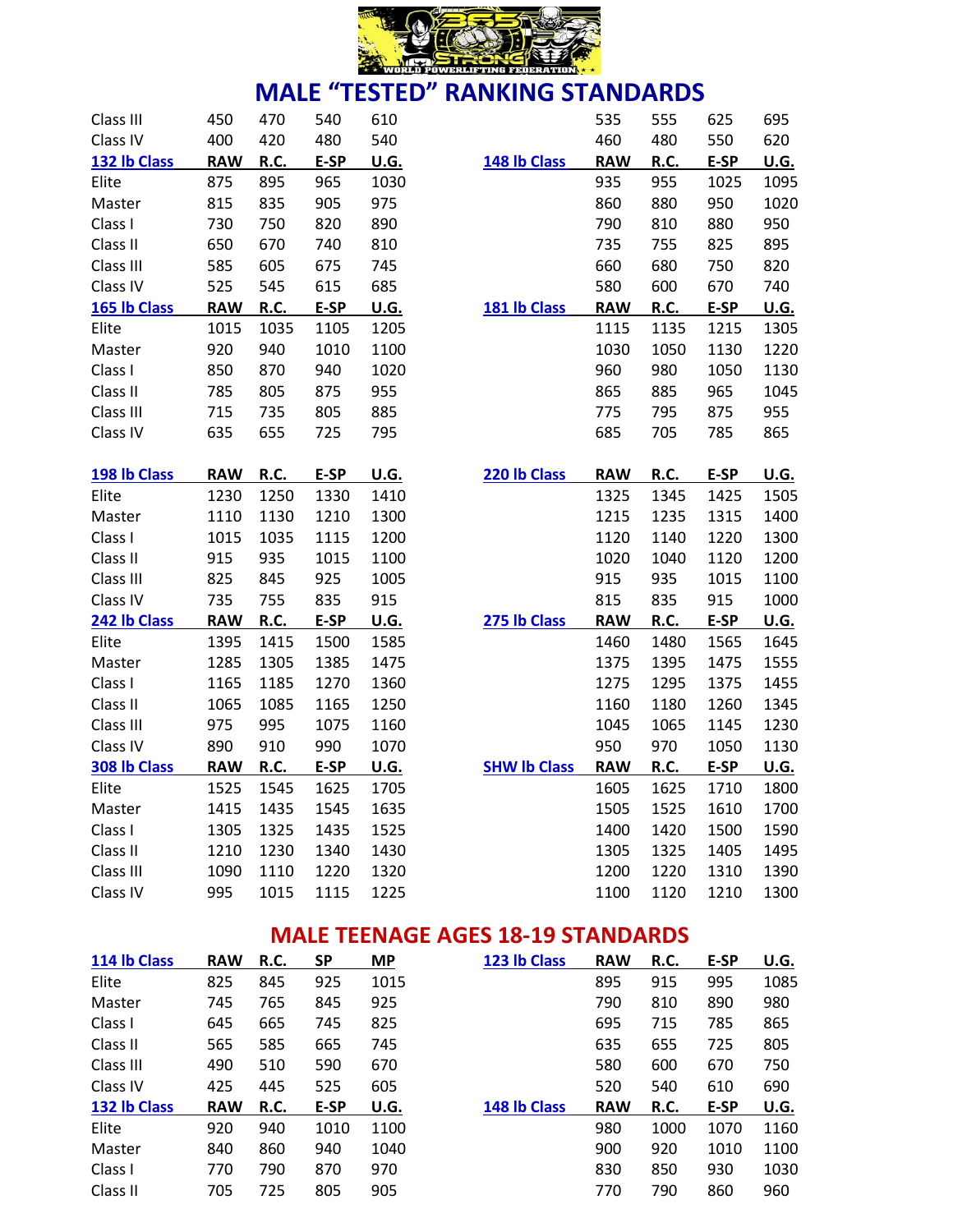# MALE "TESTED" RANKING STANDARDS

| | RAW | R.C. | E-SP | U.G. | | RAW | R.C. | E-SP | U.G. |
|---|---|---|---|---|---|---|---|---|---|
| Class III | 450 | 470 | 540 | 610 | | 535 | 555 | 625 | 695 |
| Class IV | 400 | 420 | 480 | 540 | | 460 | 480 | 550 | 620 |

| 132 lb Class | RAW | R.C. | E-SP | U.G. | 148 lb Class | RAW | R.C. | E-SP | U.G. |
|---|---|---|---|---|---|---|---|---|---|
| Elite | 875 | 895 | 965 | 1030 | | 935 | 955 | 1025 | 1095 |
| Master | 815 | 835 | 905 | 975 | | 860 | 880 | 950 | 1020 |
| Class I | 730 | 750 | 820 | 890 | | 790 | 810 | 880 | 950 |
| Class II | 650 | 670 | 740 | 810 | | 735 | 755 | 825 | 895 |
| Class III | 585 | 605 | 675 | 745 | | 660 | 680 | 750 | 820 |
| Class IV | 525 | 545 | 615 | 685 | | 580 | 600 | 670 | 740 |

| 165 lb Class | RAW | R.C. | E-SP | U.G. | 181 lb Class | RAW | R.C. | E-SP | U.G. |
|---|---|---|---|---|---|---|---|---|---|
| Elite | 1015 | 1035 | 1105 | 1205 | | 1115 | 1135 | 1215 | 1305 |
| Master | 920 | 940 | 1010 | 1100 | | 1030 | 1050 | 1130 | 1220 |
| Class I | 850 | 870 | 940 | 1020 | | 960 | 980 | 1050 | 1130 |
| Class II | 785 | 805 | 875 | 955 | | 865 | 885 | 965 | 1045 |
| Class III | 715 | 735 | 805 | 885 | | 775 | 795 | 875 | 955 |
| Class IV | 635 | 655 | 725 | 795 | | 685 | 705 | 785 | 865 |

| 198 lb Class | RAW | R.C. | E-SP | U.G. | 220 lb Class | RAW | R.C. | E-SP | U.G. |
|---|---|---|---|---|---|---|---|---|---|
| Elite | 1230 | 1250 | 1330 | 1410 | | 1325 | 1345 | 1425 | 1505 |
| Master | 1110 | 1130 | 1210 | 1300 | | 1215 | 1235 | 1315 | 1400 |
| Class I | 1015 | 1035 | 1115 | 1200 | | 1120 | 1140 | 1220 | 1300 |
| Class II | 915 | 935 | 1015 | 1100 | | 1020 | 1040 | 1120 | 1200 |
| Class III | 825 | 845 | 925 | 1005 | | 915 | 935 | 1015 | 1100 |
| Class IV | 735 | 755 | 835 | 915 | | 815 | 835 | 915 | 1000 |

| 242 lb Class | RAW | R.C. | E-SP | U.G. | 275 lb Class | RAW | R.C. | E-SP | U.G. |
|---|---|---|---|---|---|---|---|---|---|
| Elite | 1395 | 1415 | 1500 | 1585 | | 1460 | 1480 | 1565 | 1645 |
| Master | 1285 | 1305 | 1385 | 1475 | | 1375 | 1395 | 1475 | 1555 |
| Class I | 1165 | 1185 | 1270 | 1360 | | 1275 | 1295 | 1375 | 1455 |
| Class II | 1065 | 1085 | 1165 | 1250 | | 1160 | 1180 | 1260 | 1345 |
| Class III | 975 | 995 | 1075 | 1160 | | 1045 | 1065 | 1145 | 1230 |
| Class IV | 890 | 910 | 990 | 1070 | | 950 | 970 | 1050 | 1130 |

| 308 lb Class | RAW | R.C. | E-SP | U.G. | SHW lb Class | RAW | R.C. | E-SP | U.G. |
|---|---|---|---|---|---|---|---|---|---|
| Elite | 1525 | 1545 | 1625 | 1705 | | 1605 | 1625 | 1710 | 1800 |
| Master | 1415 | 1435 | 1545 | 1635 | | 1505 | 1525 | 1610 | 1700 |
| Class I | 1305 | 1325 | 1435 | 1525 | | 1400 | 1420 | 1500 | 1590 |
| Class II | 1210 | 1230 | 1340 | 1430 | | 1305 | 1325 | 1405 | 1495 |
| Class III | 1090 | 1110 | 1220 | 1320 | | 1200 | 1220 | 1310 | 1390 |
| Class IV | 995 | 1015 | 1115 | 1225 | | 1100 | 1120 | 1210 | 1300 |

# MALE TEENAGE AGES 18-19 STANDARDS

| 114 lb Class | RAW | R.C. | SP | MP | 123 lb Class | RAW | R.C. | E-SP | U.G. |
|---|---|---|---|---|---|---|---|---|---|
| Elite | 825 | 845 | 925 | 1015 | | 895 | 915 | 995 | 1085 |
| Master | 745 | 765 | 845 | 925 | | 790 | 810 | 890 | 980 |
| Class I | 645 | 665 | 745 | 825 | | 695 | 715 | 785 | 865 |
| Class II | 565 | 585 | 665 | 745 | | 635 | 655 | 725 | 805 |
| Class III | 490 | 510 | 590 | 670 | | 580 | 600 | 670 | 750 |
| Class IV | 425 | 445 | 525 | 605 | | 520 | 540 | 610 | 690 |

| 132 lb Class | RAW | R.C. | E-SP | U.G. | 148 lb Class | RAW | R.C. | E-SP | U.G. |
|---|---|---|---|---|---|---|---|---|---|
| Elite | 920 | 940 | 1010 | 1100 | | 980 | 1000 | 1070 | 1160 |
| Master | 840 | 860 | 940 | 1040 | | 900 | 920 | 1010 | 1100 |
| Class I | 770 | 790 | 870 | 970 | | 830 | 850 | 930 | 1030 |
| Class II | 705 | 725 | 805 | 905 | | 770 | 790 | 860 | 960 |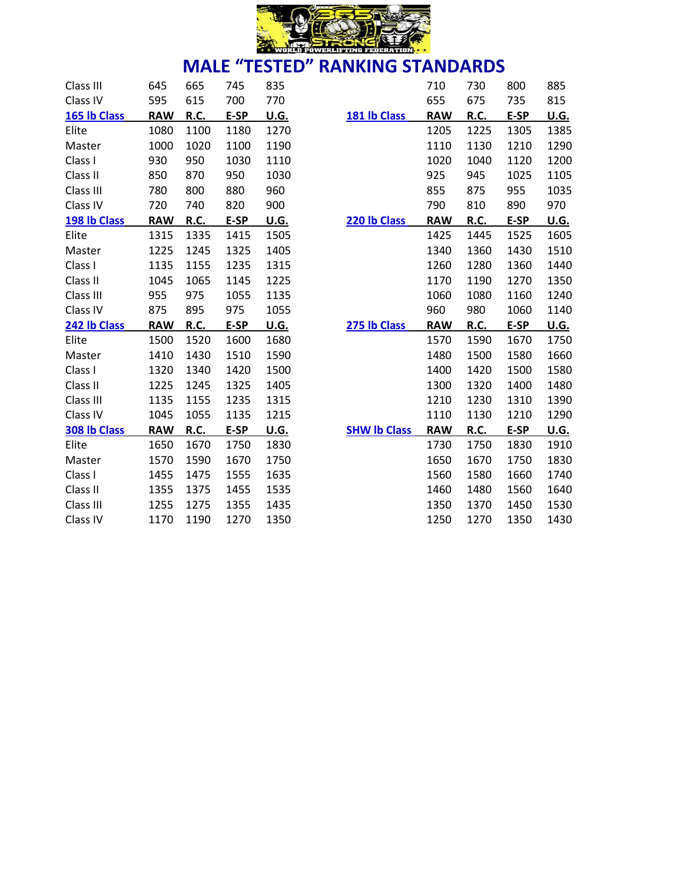# MALE "TESTED" RANKING STANDARDS

| | | | | | | | | | |
|---|---|---|---|---|---|---|---|---|---|
| Class III | 645 | 665 | 745 | 835 | | 710 | 730 | 800 | 885 |
| Class IV | 595 | 615 | 700 | 770 | | 655 | 675 | 735 | 815 |
| **165 lb Class** | **RAW** | **R.C.** | **E-SP** | **U.G.** | **181 lb Class** | **RAW** | **R.C.** | **E-SP** | **U.G.** |
| Elite | 1080 | 1100 | 1180 | 1270 | | 1205 | 1225 | 1305 | 1385 |
| Master | 1000 | 1020 | 1100 | 1190 | | 1110 | 1130 | 1210 | 1290 |
| Class I | 930 | 950 | 1030 | 1110 | | 1020 | 1040 | 1120 | 1200 |
| Class II | 850 | 870 | 950 | 1030 | | 925 | 945 | 1025 | 1105 |
| Class III | 780 | 800 | 880 | 960 | | 855 | 875 | 955 | 1035 |
| Class IV | 720 | 740 | 820 | 900 | | 790 | 810 | 890 | 970 |
| **198 lb Class** | **RAW** | **R.C.** | **E-SP** | **U.G.** | **220 lb Class** | **RAW** | **R.C.** | **E-SP** | **U.G.** |
| Elite | 1315 | 1335 | 1415 | 1505 | | 1425 | 1445 | 1525 | 1605 |
| Master | 1225 | 1245 | 1325 | 1405 | | 1340 | 1360 | 1430 | 1510 |
| Class I | 1135 | 1155 | 1235 | 1315 | | 1260 | 1280 | 1360 | 1440 |
| Class II | 1045 | 1065 | 1145 | 1225 | | 1170 | 1190 | 1270 | 1350 |
| Class III | 955 | 975 | 1055 | 1135 | | 1060 | 1080 | 1160 | 1240 |
| Class IV | 875 | 895 | 975 | 1055 | | 960 | 980 | 1060 | 1140 |
| **242 lb Class** | **RAW** | **R.C.** | **E-SP** | **U.G.** | **275 lb Class** | **RAW** | **R.C.** | **E-SP** | **U.G.** |
| Elite | 1500 | 1520 | 1600 | 1680 | | 1570 | 1590 | 1670 | 1750 |
| Master | 1410 | 1430 | 1510 | 1590 | | 1480 | 1500 | 1580 | 1660 |
| Class I | 1320 | 1340 | 1420 | 1500 | | 1400 | 1420 | 1500 | 1580 |
| Class II | 1225 | 1245 | 1325 | 1405 | | 1300 | 1320 | 1400 | 1480 |
| Class III | 1135 | 1155 | 1235 | 1315 | | 1210 | 1230 | 1310 | 1390 |
| Class IV | 1045 | 1055 | 1135 | 1215 | | 1110 | 1130 | 1210 | 1290 |
| **308 lb Class** | **RAW** | **R.C.** | **E-SP** | **U.G.** | **SHW lb Class** | **RAW** | **R.C.** | **E-SP** | **U.G.** |
| Elite | 1650 | 1670 | 1750 | 1830 | | 1730 | 1750 | 1830 | 1910 |
| Master | 1570 | 1590 | 1670 | 1750 | | 1650 | 1670 | 1750 | 1830 |
| Class I | 1455 | 1475 | 1555 | 1635 | | 1560 | 1580 | 1660 | 1740 |
| Class II | 1355 | 1375 | 1455 | 1535 | | 1460 | 1480 | 1560 | 1640 |
| Class III | 1255 | 1275 | 1355 | 1435 | | 1350 | 1370 | 1450 | 1530 |
| Class IV | 1170 | 1190 | 1270 | 1350 | | 1250 | 1270 | 1350 | 1430 |